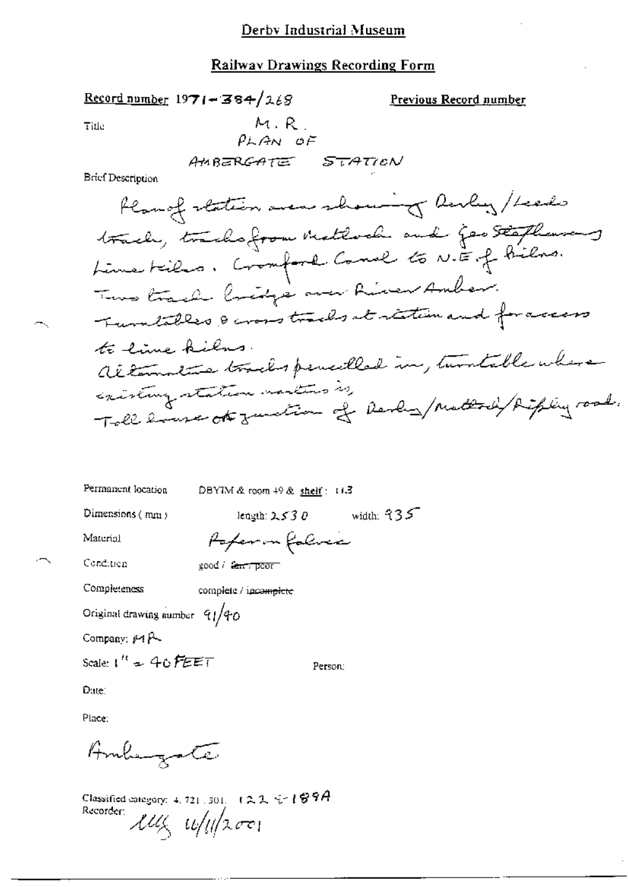# Derby Industrial Museum

## Railway Drawings Recording Form

**Record number** 1971-384/268

**Previous Record number**

Title: M.R.
PLAN OF
AMBERGATE STATION

Brief Description

Plan of station area showing Derby/Leeds track, tracks from Matlock and Geo Stephensons Lime Kilns. Cromford Canal to N.E. of kilns.
Two track bridge over River Amber.
Turntables & cross tracks at station and for access to lime kilns.
Alternative tracks pencilled in, turntable where existing station marked is,
Toll house at junction of Derby/Matlock/Ripley road.

Permanent location: DBYIM & room 49 & shelf: 113

Dimensions (mm): length: 2530 width: 935

Material: Paper on fabric

Condition: good / ~~fair / poor~~

Completeness: complete / ~~incomplete~~

Original drawing number: 91/40

Company: MR

Scale: 1" = 40 FEET

Person:

Date:

Place:

Ambergate

Classified category: 4.721.301. 122.4-189A

Recorder: LLL 16/11/2001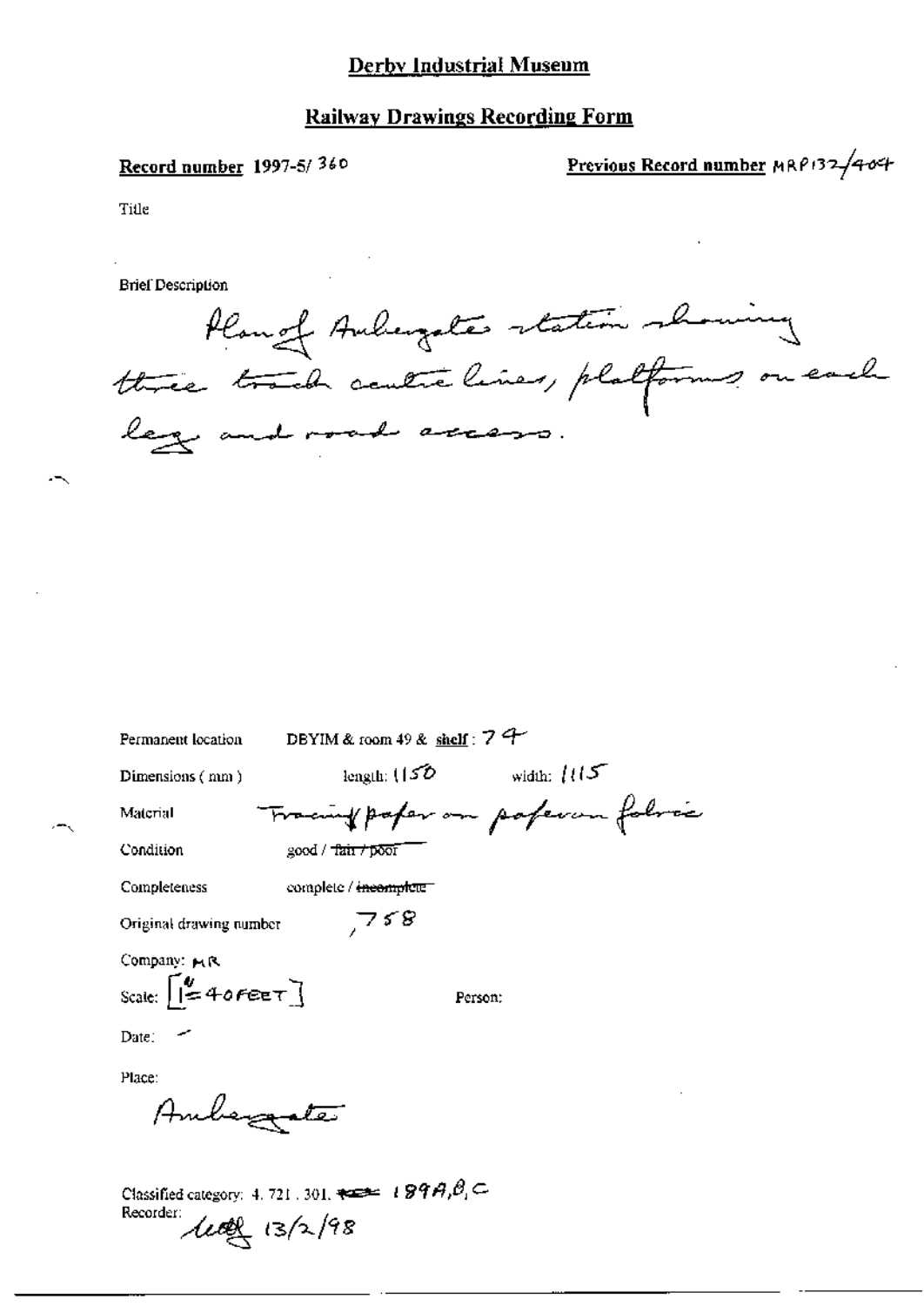# Derby Industrial Museum

## Railway Drawings Recording Form

**Record number** 1997-5/ 360

**Previous Record number** MRP132/404

Title

Brief Description

Plan of Ambergate station showing three track centre lines, platforms on each leg and road access.

Permanent location DBYIM & room 49 & shelf: 74

Dimensions (mm) length: 1150 width: 1115

Material Tracing paper on paper on fabric

Condition good / ~~fair / poor~~

Completeness complete / ~~incomplete~~

Original drawing number 758

Company: MR

Scale: [1" = 40 FEET]

Person:

Date: -

Place:

Ambergate

Classified category: 4. 721. 301. ~~…~~ 189A, B, C

Recorder: [signature] 13/2/98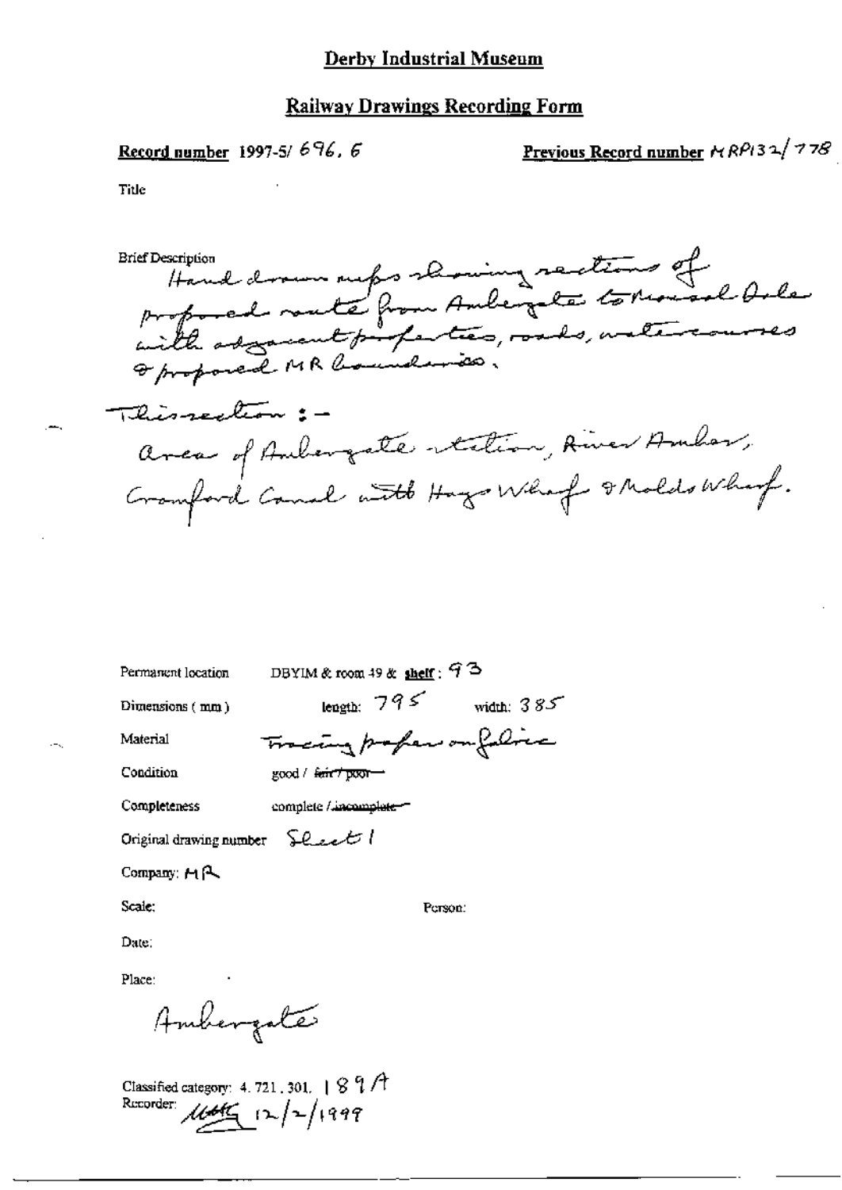# Derby Industrial Museum

## Railway Drawings Recording Form

**Record number** 1997-5/ 696. 6

**Previous Record number** MRP132/ 778

Title

Brief Description
Hand drawn maps showing sections of proposed route from Ambergate to Rowsley Dale with adjacent properties, roads, watercourses & proposed MR boundaries.

This section :-
area of Ambergate station, River Amber, Cromford Canal with Hays Wharf & Molds Wharf.

Permanent location: DBYIM & room 49 & shelf: 93

Dimensions (mm): length: 795 width: 385

Material: Tracing paper on fabric

Condition: good / ~~fair / poor~~

Completeness: complete / ~~incomplete~~

Original drawing number: Sheet 1

Company: MR

Scale:

Person:

Date:

Place:
Ambergate

Classified category: 4. 721. 301. 189A

Recorder: [initials] 12/2/1999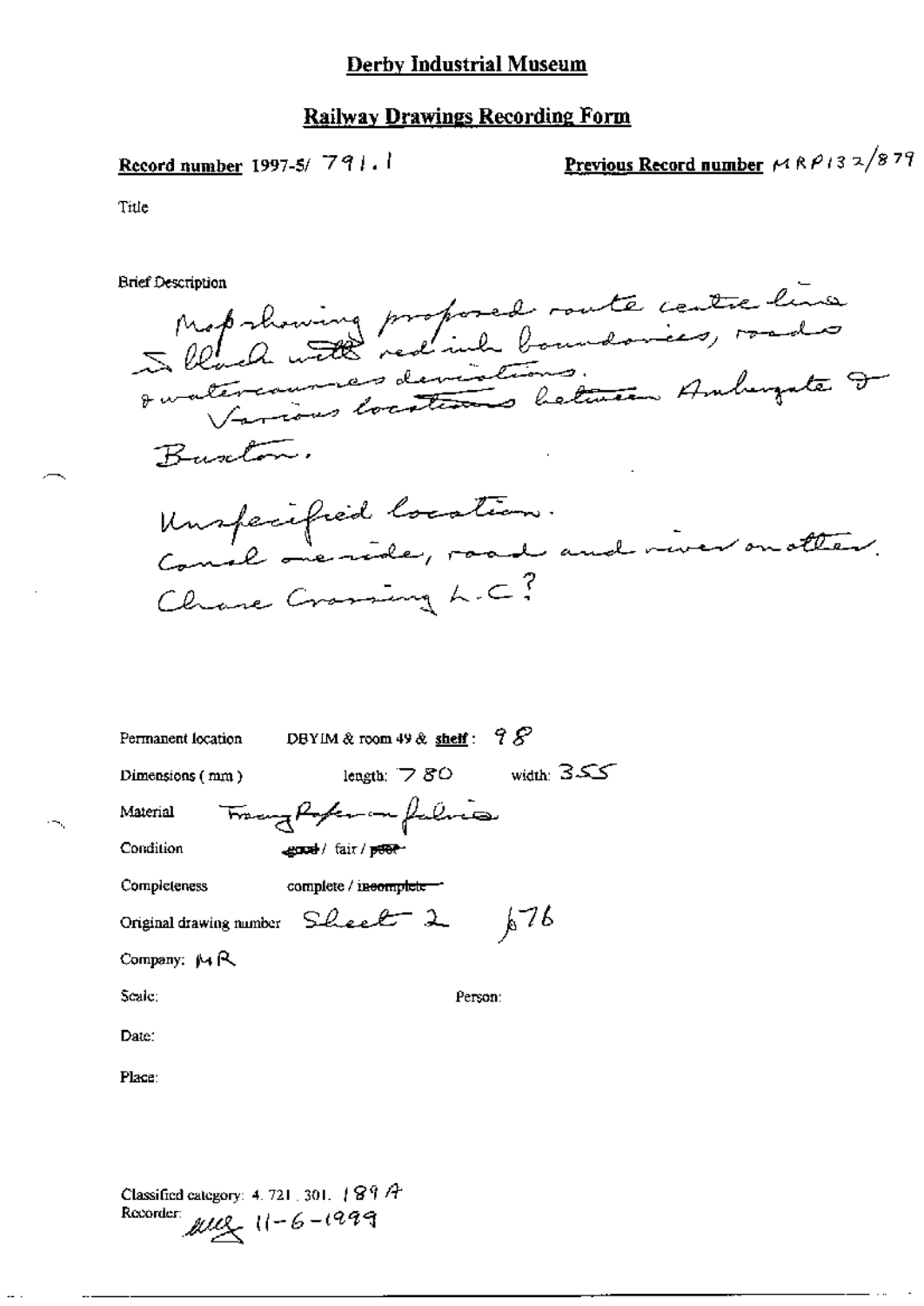# Derby Industrial Museum

## Railway Drawings Recording Form

**Record number** 1997-5/ 791.1

**Previous Record number** MRP132/879

Title

Brief Description

Map showing proposed route centre line in black with red ink boundaries, roads & watercourses deviations. Various locations between Ambergate & Buxton.

Unspecified location. Canal one side, road and river on other. Chase Crossing L.C?

Permanent location DBYIM & room 49 & **shelf**: 98

Dimensions (mm) length: 780 width: 355

Material Tracing Paper on fabric

Condition ~~good~~ / fair / ~~poor~~

Completeness complete / ~~incomplete~~

Original drawing number Sheet 2 p76

Company: MR

Scale:

Person:

Date:

Place:

Classified category: 4.721.301. 189A

Recorder: [signature] 11-6-1999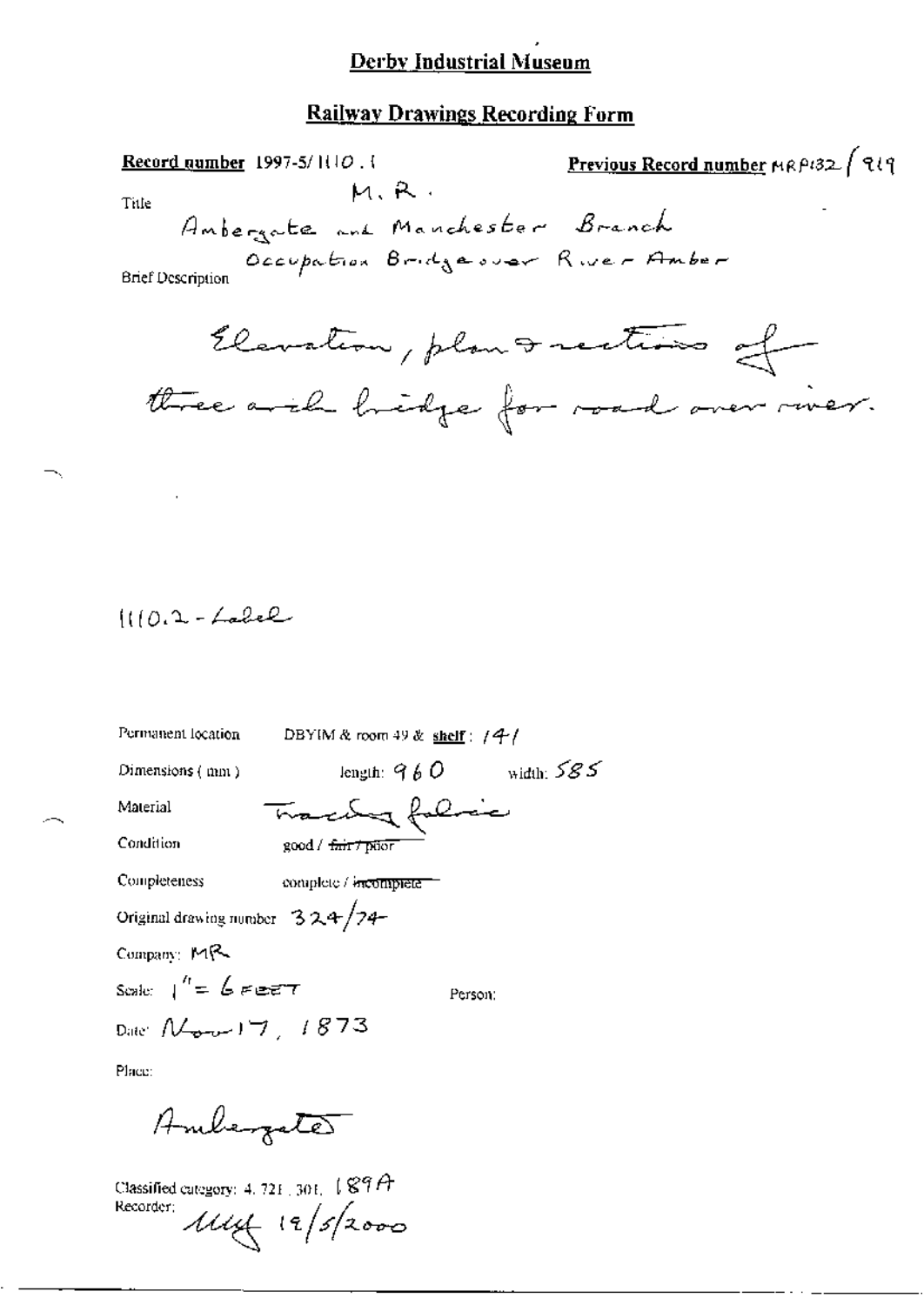# Derby Industrial Museum

## Railway Drawings Recording Form

**Record number** 1997-5/1110.1

**Previous Record number** MRP132 / 919

Title M.R.

Amberagate and Manchester Branch

Occupation Bridge over River Amber

Brief Description

Elevation, plan & sections of three arch bridge for road over river.

1110.2 - Label

Permanent location DBYIM & room 49 & **shelf**: 141

Dimensions (mm) length: 960 width: 585

Material Tracing fabric

Condition good / ~~fair / poor~~

Completeness complete / ~~incomplete~~

Original drawing number 324/74

Company: MR

Scale: 1" = 6 FEET

Person:

Date: Nov 17, 1873

Place:

Ambergate

Classified category: 4.721.301. 189A

Recorder: MJG 19/5/2000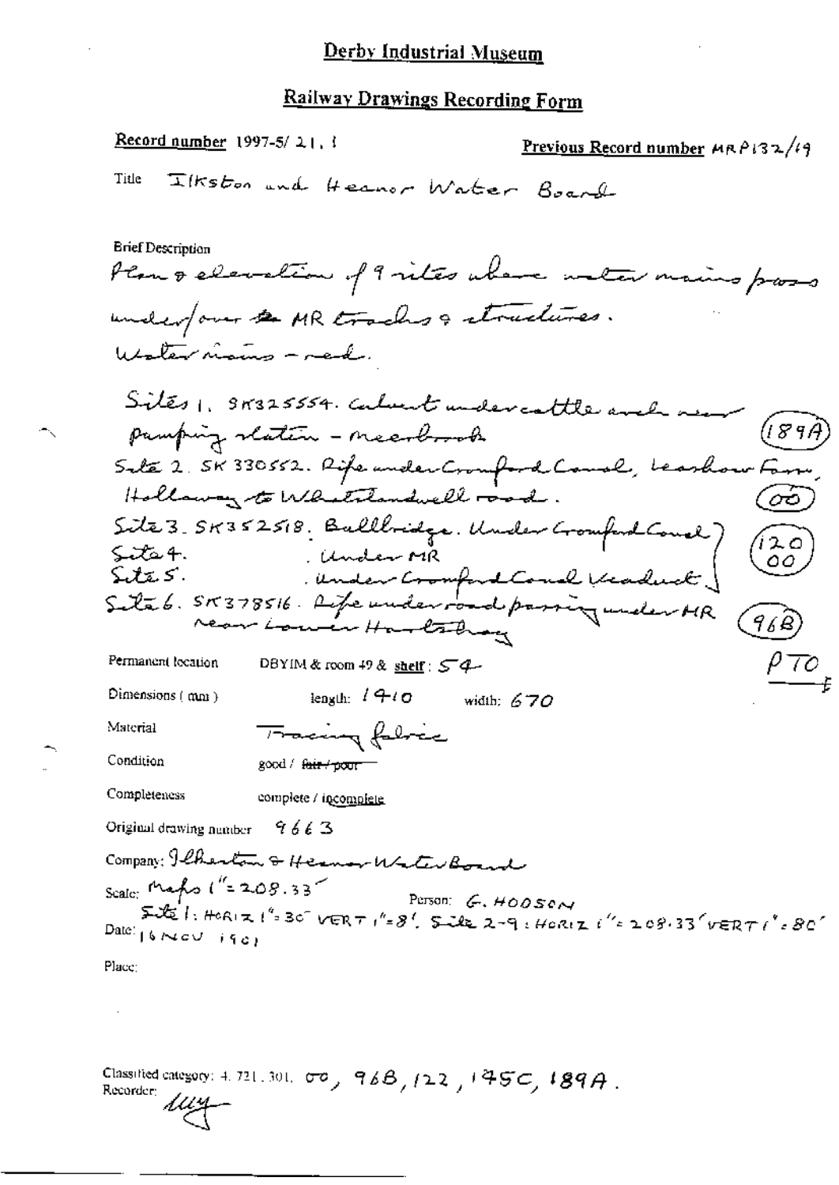# Derby Industrial Museum

## Railway Drawings Recording Form

**Record number** 1997-5/ 21, 1

**Previous Record number** MRP132/19

**Title** Ilkston and Heanor Water Board

**Brief Description**

Plan & elevation of 9 sites where water mains pass under/over the MR tracks & structures.
Water mains – red.

Sites 1. SK325554. Culvert under cattle arch near pumping station – Meerbrook (189A)

Site 2. SK 330552. Pipe under Cromford Canal, Leashaw Farm, Holloway to Whatstandwell road. (00)

Site 3. SK352518. Bullbridge. Under Cromford Canal

Site 4. Under MR

Site 5. Under Cromford Canal Viaduct (120 00)

Site 6. SK378516. Pipe under road passing under MR near Lower Hartshay (96B)

PTO

Permanent location: DBYIM & room 49 & shelf: 54

Dimensions (mm): length: 1410 width: 670

Material: Tracing fabric

Condition: good / ~~fair / poor~~

Completeness: complete / incomplete

Original drawing number: 9663

Company: Ilkeston & Heanor Water Board

Scale: Maps 1" = 208.33' Site 1: HORIZ 1" = 30' VERT 1" = 8'. Site 2-9: HORIZ 1" = 208.33' VERT 1" = 80'

Person: G. HODSON

Date: 16 NOV 1901

Place:

Classified category: 4. 721. 301. 00, 96B, 122, 145C, 189A.

Recorder: *[signature]*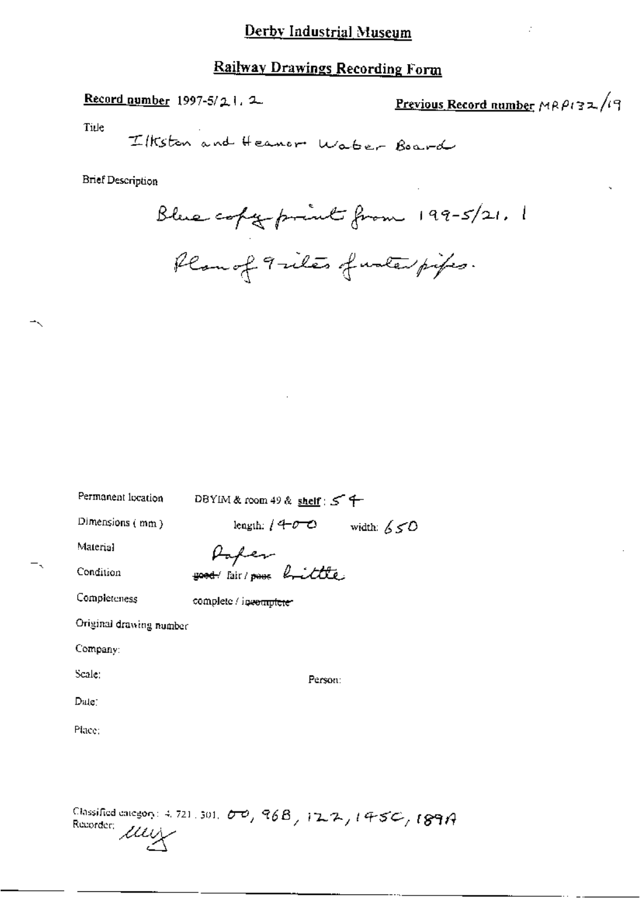# Derby Industrial Museum

## Railway Drawings Recording Form

**Record number** 1997-5/21. 2

**Previous Record number** MRP132/19

Title

Ilkston and Heanor Water Board

Brief Description

Blue copy print from 199-5/21. 1

Plan of 9 sites of water pipes.

Permanent location DBYIM & room 49 & **shelf**: 54

Dimensions (mm) length: 1400 width: 650

Material Paper

Condition ~~good~~ / fair / ~~poor~~ brittle

Completeness complete / ~~incomplete~~

Original drawing number

Company:

Scale: Person:

Date:

Place:

Classified category: 4. 721. 301. 00, 96B, 122, 145C, 189A

Recorder: luy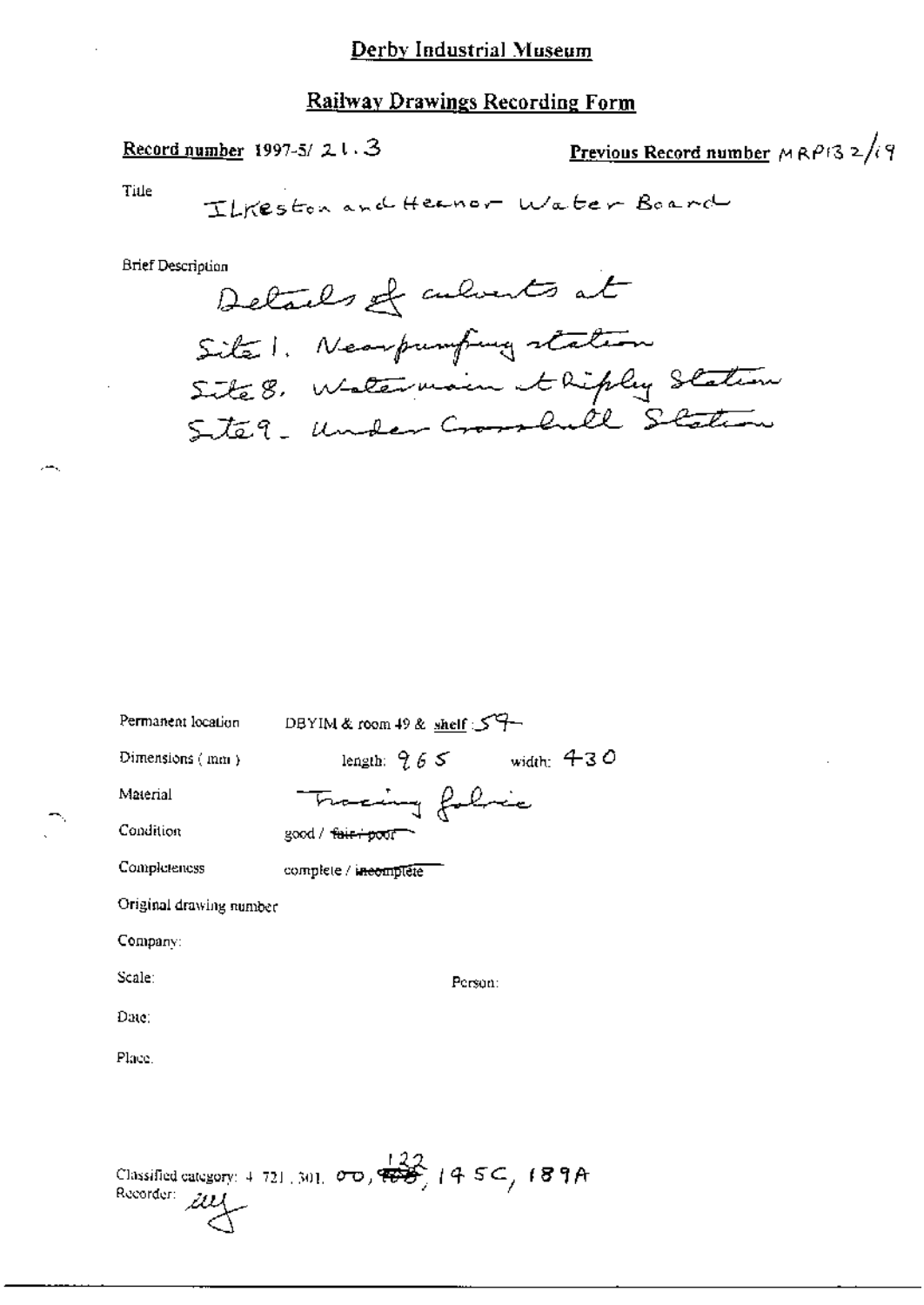# Derby Industrial Museum

## Railway Drawings Recording Form

**Record number** 1997-5/ 21.3

**Previous Record number** MRP132/19

Title

Ilkeston and Heanor Water Board

Brief Description

Details of culverts at
Site 1. Near pumping station
Site 8. Watermain at Ripley Station
Site 9. Under Crosshill Station

Permanent location: DBYIM & room 49 & shelf: 59

Dimensions (mm): length: 965 width: 430

Material: Tracing fabric

Condition: good / ~~fair / poor~~

Completeness: complete / ~~incomplete~~

Original drawing number:

Company:

Scale: Person:

Date:

Place:

Classified category: 4.721.301, 00, ~~100~~ 122, 145C, 189A

Recorder: *illegible*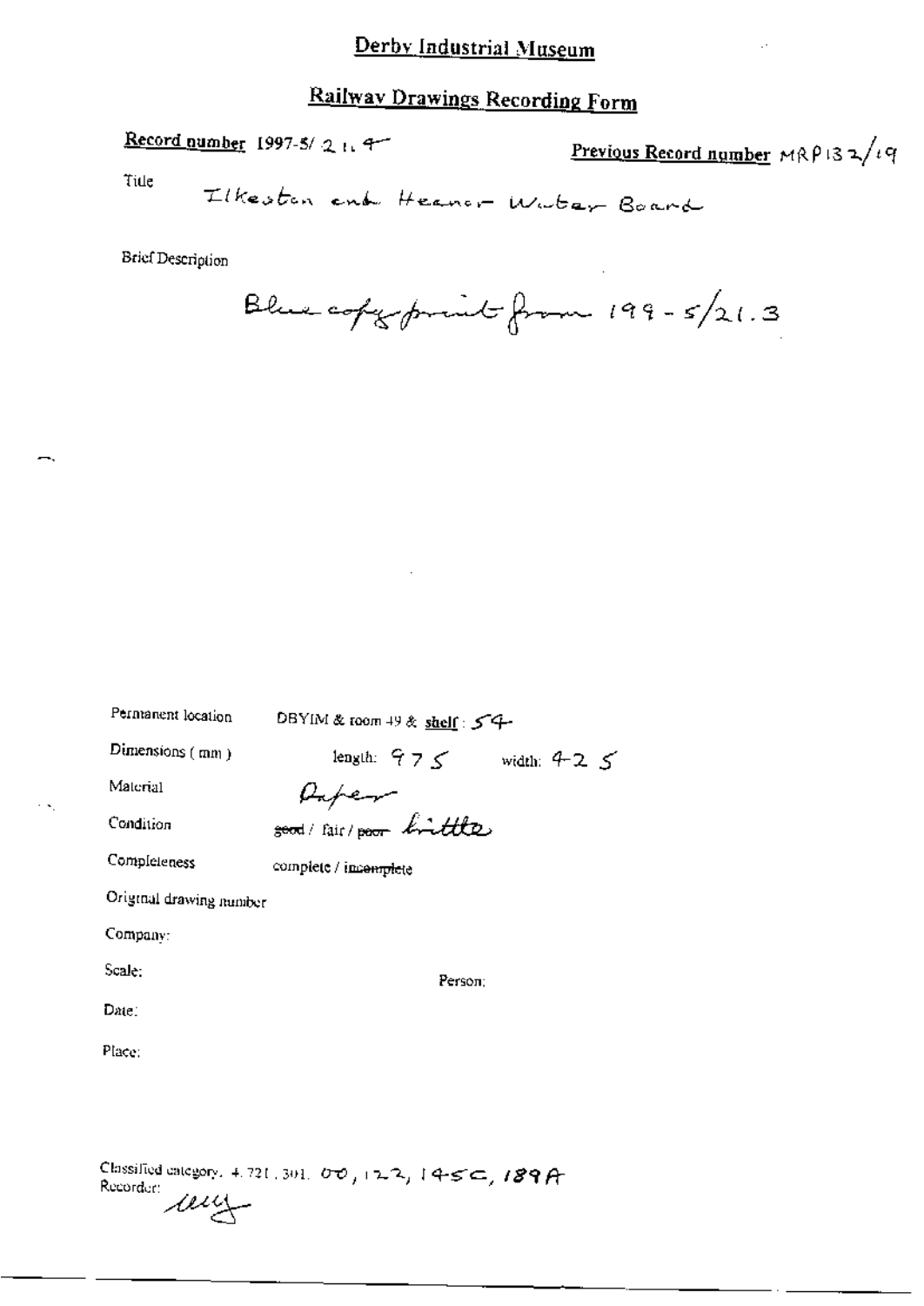# Derby Industrial Museum

## Railway Drawings Recording Form

**Record number** 1997-5/ 21.4

**Previous Record number** MRP132/19

Title

Ilkeston and Heanor Water Board

Brief Description

Blue copy print from 199-5/21.3

Permanent location DBYIM & room 49 & **shelf**: 54

Dimensions (mm) length: 975 width: 425

Material Paper

Condition ~~good~~ / fair / ~~poor~~ brittle

Completeness complete / ~~incomplete~~

Original drawing number

Company:

Scale: Person:

Date:

Place:

Classified category: 4.721.301. 00, 122, 145C, 189A

Recorder: uuy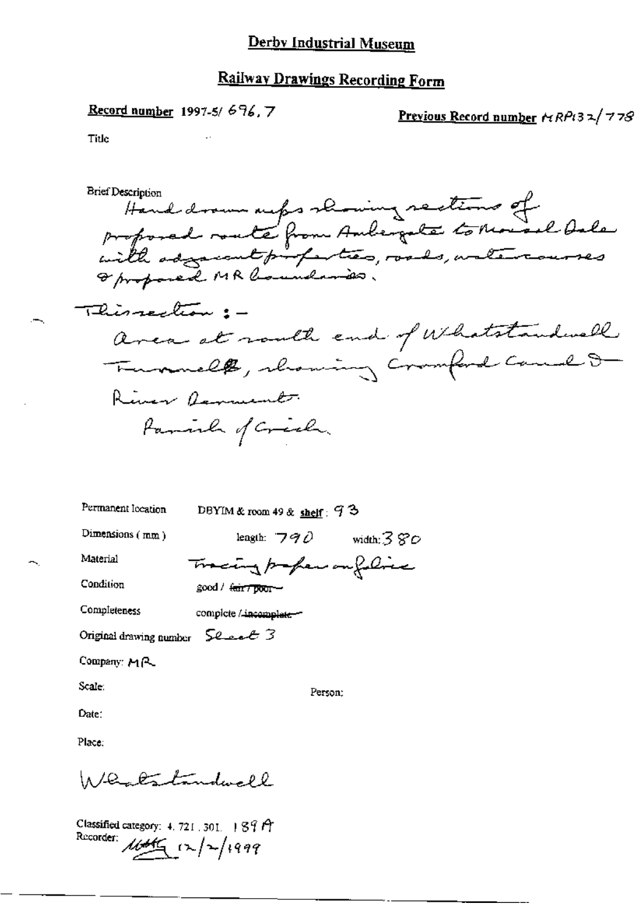# Derby Industrial Museum

## Railway Drawings Recording Form

**Record number** 1997-5/ 696.7

**Previous Record number** MRP132/778

Title

Brief Description

Hand drawn maps showing sections of proposed route from Ambergate to Monsal Dale with adjacent properties, roads, watercourses & proposed MR boundaries.

This section :-

area at south end of Whatstandwell Tunnel, showing Cromford Canal & River Derwent.

Parish of Crich.

Permanent location: DBYIM & room 49 & **shelf** : 93

Dimensions ( mm ): length: 790 width: 380

Material: Tracing paper on fabric

Condition: good / ~~fair / poor~~

Completeness: complete / ~~incomplete~~

Original drawing number: Sheet 3

Company: MR

Scale:

Person:

Date:

Place:

Whatstandwell

Classified category: 4. 721. 301. 189A

Recorder: MHG 12/2/1999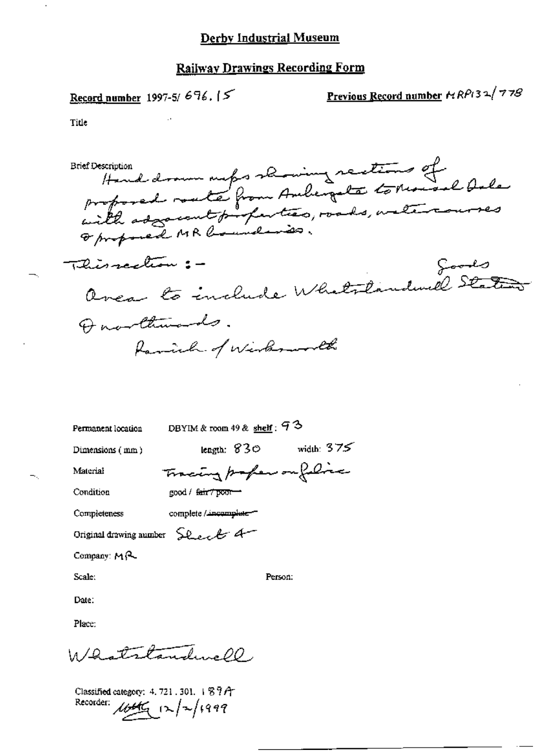# Derby Industrial Museum

## Railway Drawings Recording Form

**Record number** 1997-5/ 696. 15

**Previous Record number** MRP132/778

Title

Brief Description
Hand drawn maps showing sections of proposed route from Ambergate to Rowsal Dale with adjacent properties, roads, watercourses & proposed MR boundaries.

This section :-
Goods
Area to include Whatstandwell Station & northwards.
Parish of Wirksworth

Permanent location DBYIM & room 49 & shelf : 93

Dimensions ( mm ) length: 830 width: 375

Material Tracing paper on fabric

Condition good / ~~fair / poor~~

Completeness complete / ~~incomplete~~

Original drawing number Sheet 4

Company: MR

Scale:

Person:

Date:

Place:

Whatstandwell

Classified category: 4. 721. 301. 189A
Recorder: [signature] 12/2/1999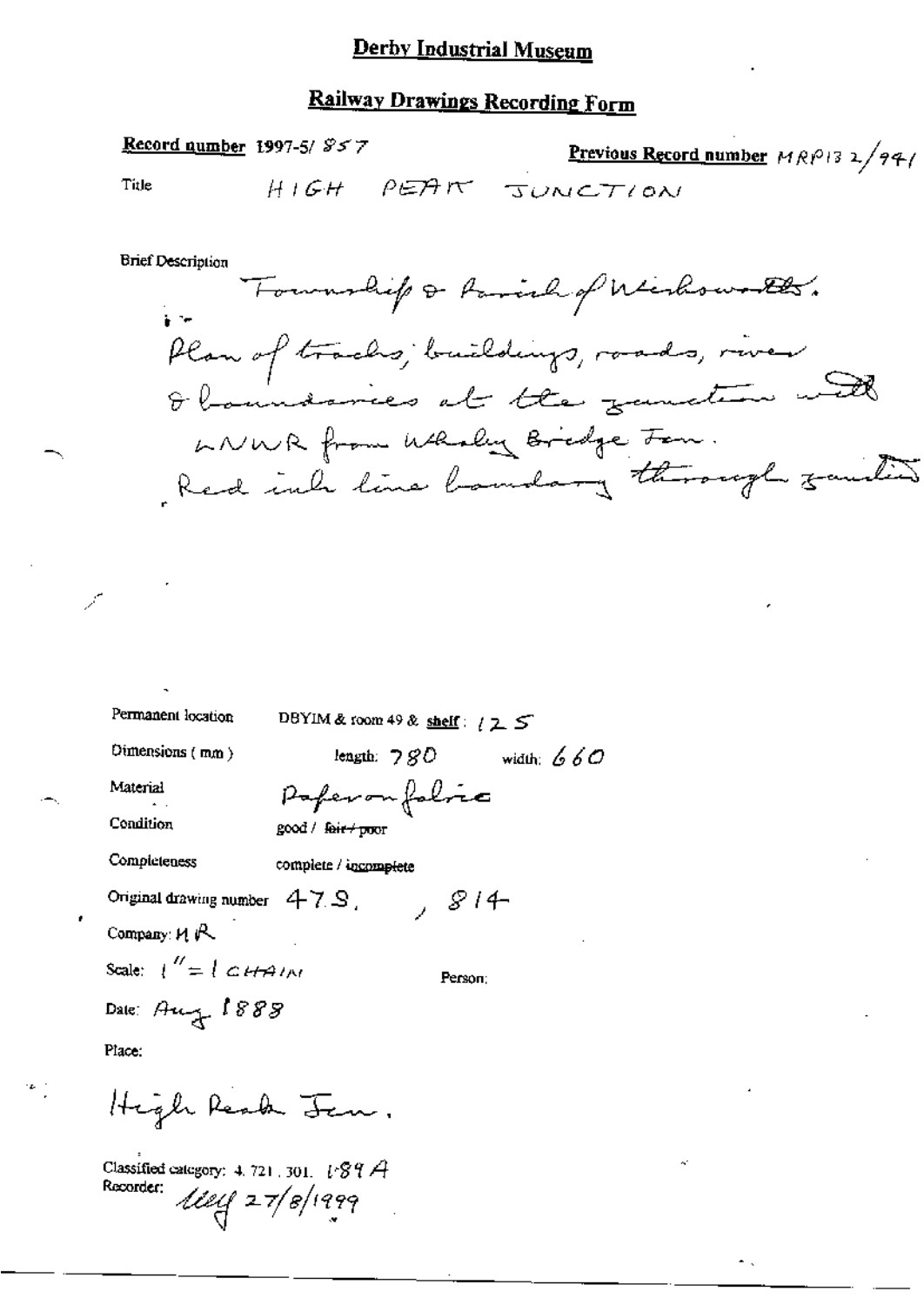# Derby Industrial Museum

## Railway Drawings Recording Form

**Record number** 1997-5/ 857

**Previous Record number** MRP132/941

Title HIGH PEAK JUNCTION

Brief Description

Township & Parish of Wirksworth.

Plan of tracks, buildings, roads, river & boundaries at the junction with LNWR from Whaley Bridge Jcn.

Red ink line boundary through junction

Permanent location DBYIM & room 49 & **shelf**: 125

Dimensions (mm) length: 780 width: 660

Material Paper on fabric

Condition good / ~~fair / poor~~

Completeness complete / ~~incomplete~~

Original drawing number 479, 814

Company: MR

Scale: 1" = 1 CHAIN

Person:

Date: Aug 1888

Place:

High Peak Jcn.

Classified category: 4. 721. 301. 189A

Recorder: [initials] 27/8/1999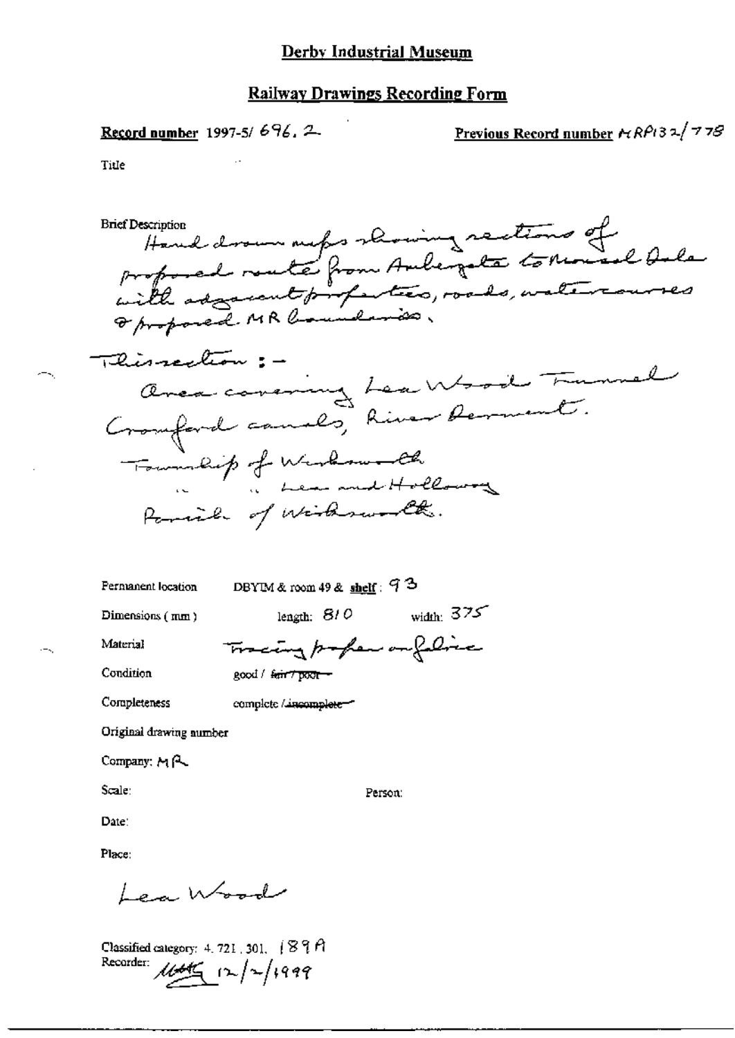# Derby Industrial Museum

## Railway Drawings Recording Form

**Record number** 1997-5/ 696. 2

**Previous Record number** MRP132/778

Title

Brief Description
Hand drawn maps showing sections of proposed route from Ambergate to Rowsley Dale with adjacent properties, roads, watercourses & proposed MR boundaries.

This section :-
Area covering Lea Wood Tunnel
Cromford canals, River Derwent.
Township of Wirksworth
" " Lea and Holloway
Parish of Wirksworth.

Permanent location: DBYIM & room 49 & **shelf**: 93

Dimensions ( mm ): length: 810 width: 375

Material: Tracing paper on fabric

Condition: good / ~~fair / poor~~

Completeness: complete / ~~incomplete~~

Original drawing number

Company: MR

Scale:

Person:

Date:

Place:
Lea Wood

Classified category: 4. 721. 301. 189A
Recorder: [signature] 12/2/1999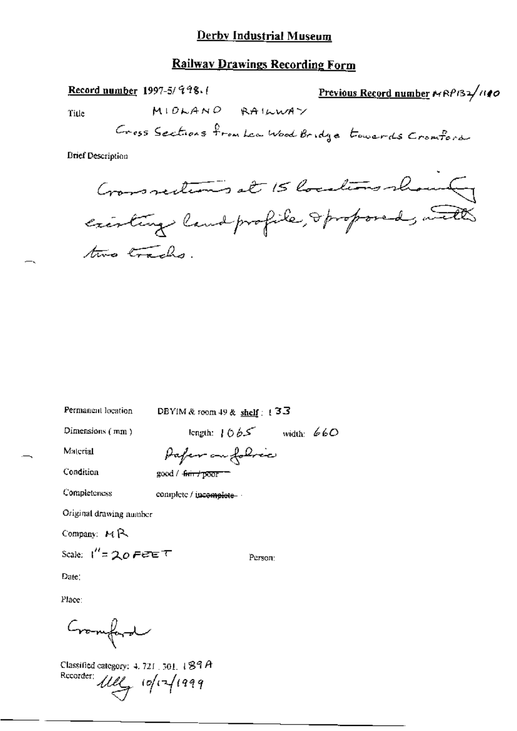# Derby Industrial Museum

## Railway Drawings Recording Form

**Record number** 1997-5/998.1

**Previous Record number** MRP132/1140

Title MIDLAND RAILWAY

Cross Sections from Lea Wood Bridge towards Cromford

Brief Description

Cross sections at 15 locations showing existing land profile, & proposed, with two tracks.

Permanent location DBYIM & room 49 & **shelf** : 133

Dimensions (mm) length: 1065 width: 660

Material Paper on fabric

Condition good / ~~fair / poor~~

Completeness complete / ~~incomplete~~

Original drawing number

Company: MR

Scale: 1" = 20 FEET

Person:

Date:

Place:

Cromford

Classified category: 4. 721. 301. 189A

Recorder: Ulley 10/12/1999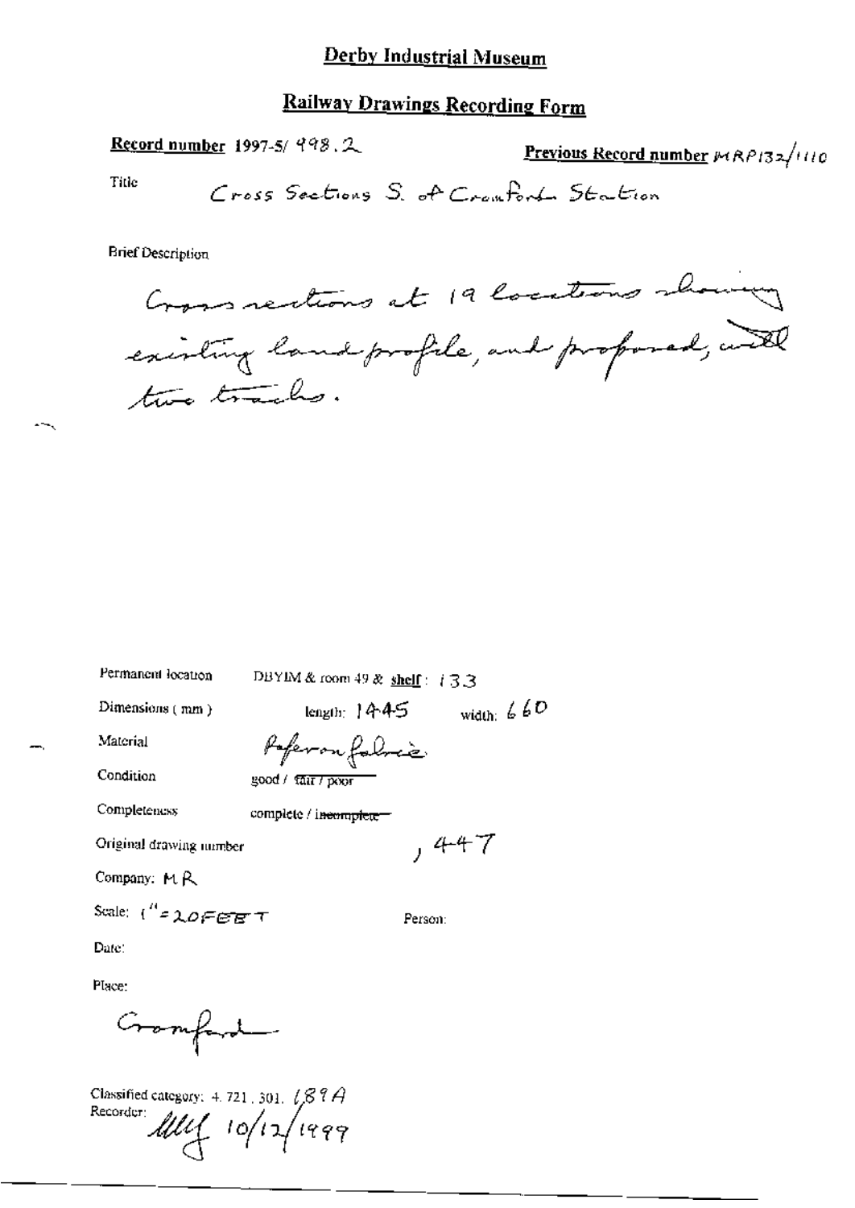# Derby Industrial Museum

## Railway Drawings Recording Form

**Record number** 1997-5/ 998.2

**Previous Record number** MRP132/1110

Title: Cross Sections S. of Cromford Station

Brief Description

Cross sections at 19 locations showing existing land profile, and proposed, with two tracks.

Permanent location: DBYIM & room 49 & **shelf**: 133

Dimensions (mm): length: 1445 width: 660

Material: Paper on fabric

Condition: good / ~~fair / poor~~

Completeness: complete / ~~incomplete~~

Original drawing number: , 447

Company: MR

Scale: 1" = 20FEET

Person:

Date:

Place: Cromford

Classified category: 4. 721. 301. 189A

Recorder: [signature] 10/12/1999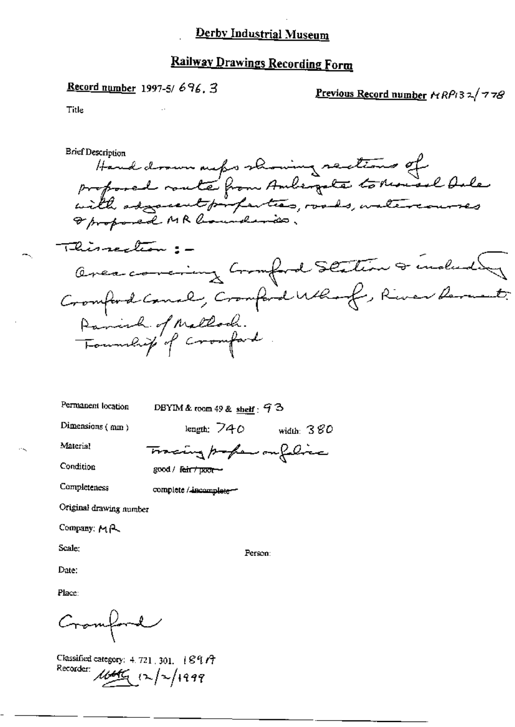# Derby Industrial Museum

## Railway Drawings Recording Form

**Record number** 1997-5/ 696. 3

**Previous Record number** MRP132/778

Title

Brief Description

Hand drawn maps showing sections of proposed route from Ambergate to Rowsley Dale with adjacent properties, roads, watercourses & proposed MR boundaries.

This section :-

Area covering Cromford Station & including Cromford Canal, Cromford Wharf, River Derwent.

Parish of Matlock.

Township of Cromford

Permanent location: DBYIM & room 49 & shelf : 93

Dimensions (mm): length: 740 width: 380

Material: Tracing paper on fabric

Condition: good / ~~fair / poor~~

Completeness: complete / ~~incomplete~~

Original drawing number

Company: MR

Scale:

Person:

Date:

Place:

Cromford

Classified category: 4.721.301. 189A

Recorder: [initials] 12/2/1999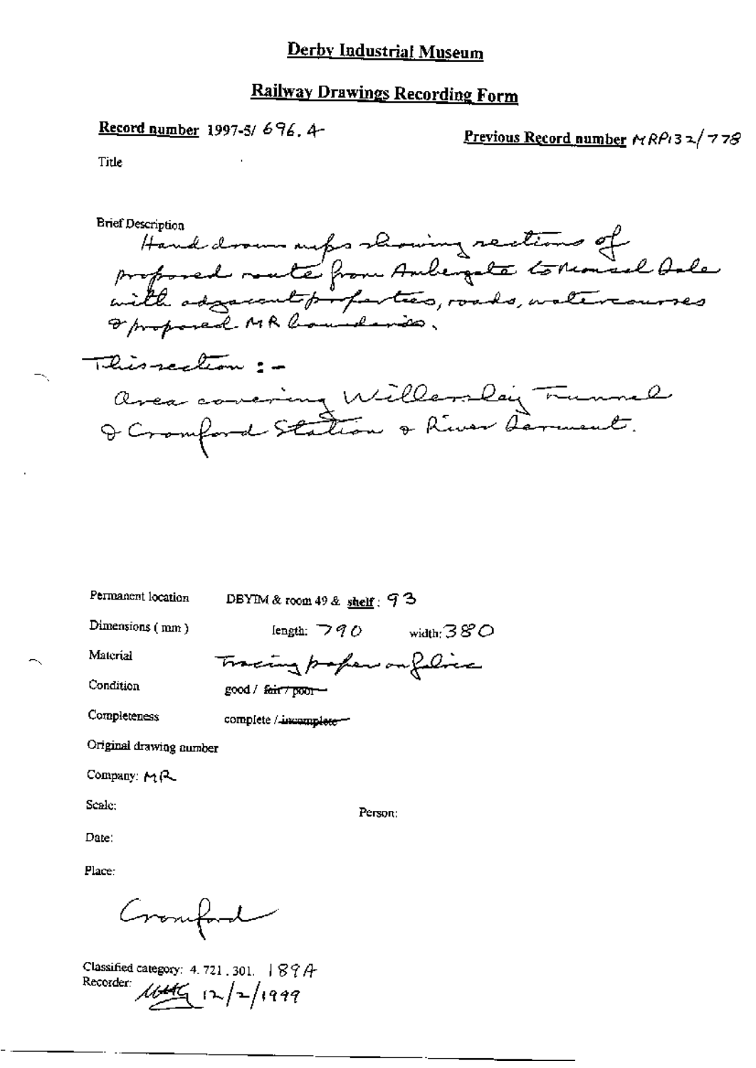# Derby Industrial Museum

## Railway Drawings Recording Form

**Record number** 1997-5/ 696. 4 **Previous Record number** MRP132/778

Title

Brief Description

Hand drawn maps showing sections of proposed route from Ambergate to Monsal Dale with adjacent properties, roads, watercourses & proposed MR boundaries.

This section :-

Area covering Willersley Tunnel & Cromford Station & River Derwent.

Permanent location DBYIM & room 49 & **shelf** : 93

Dimensions ( mm ) length: 790 width: 380

Material Tracing paper on fabric

Condition good / ~~fair / poor~~

Completeness complete / ~~incomplete~~

Original drawing number

Company: MR

Scale: Person:

Date:

Place:

Cromford

Classified category: 4.721.301. 189A

Recorder: [signature] 12/2/1999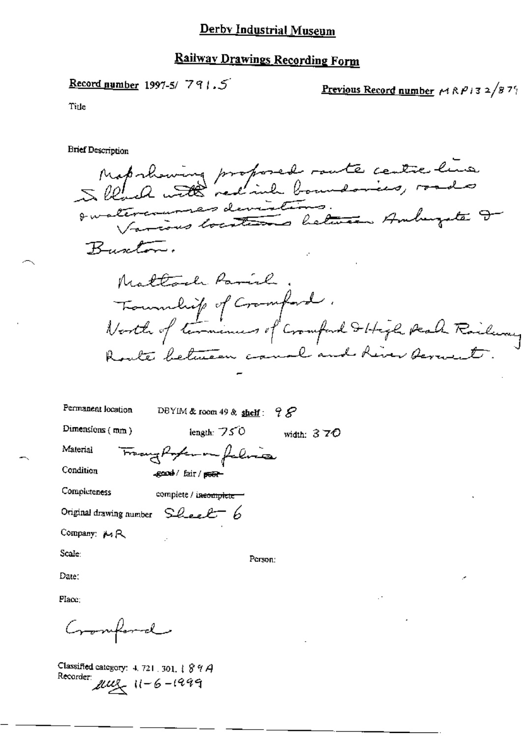# Derby Industrial Museum

## Railway Drawings Recording Form

**Record number** 1997-5/ 791.5

**Previous Record number** MRP132/879

Title

Brief Description

Map showing proposed route centre line in black with red ink boundaries, roads & watercourses deviations.
Various locations between Ambergate & Buxton.

Matlock Parish.
Township of Cromford.
North of terminus of Cromford & High Peak Railway
Route between canal and River Derwent.

Permanent location DBYIM & room 49 & **shelf**: 98

Dimensions (mm) length: 750 width: 370

Material Tracing Paper on fabric

Condition ~~good~~ / fair / ~~poor~~

Completeness complete / ~~incomplete~~

Original drawing number Sheet 6

Company: MR

Scale:

Person:

Date:

Place:

Cromford

Classified category: 4.721.301.189A

Recorder: [initials] 11-6-1999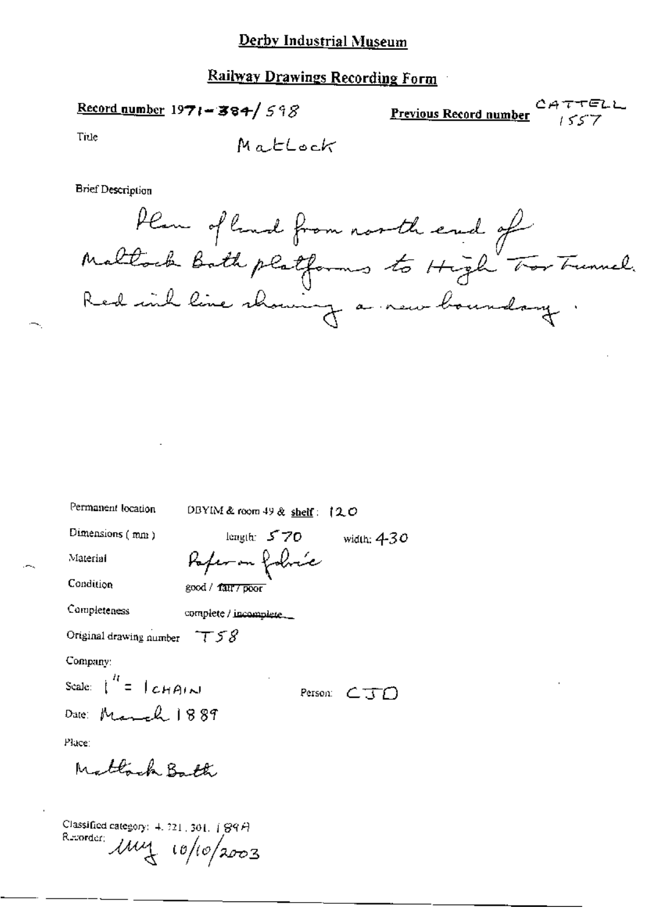# Derby Industrial Museum

## Railway Drawings Recording Form

**Record number** 1971-384/598

**Previous Record number** CATTELL 1557

Title: Matlock

Brief Description

Plan of land from north end of Matlock Bath platforms to High Tor Tunnel. Red ink line showing a new boundary.

Permanent location: DBYIM & room 49 & shelf: 120

Dimensions (mm): length: 570 width: 430

Material: Paper on fabric

Condition: good / ~~fair / poor~~

Completeness: complete / ~~incomplete~~

Original drawing number: T58

Company:

Scale: 1" = 1 CHAIN

Person: CJD

Date: March 1889

Place:

Matlock Bath

Classified category: 4.721.301.189A

Recorder: [signature] 10/10/2003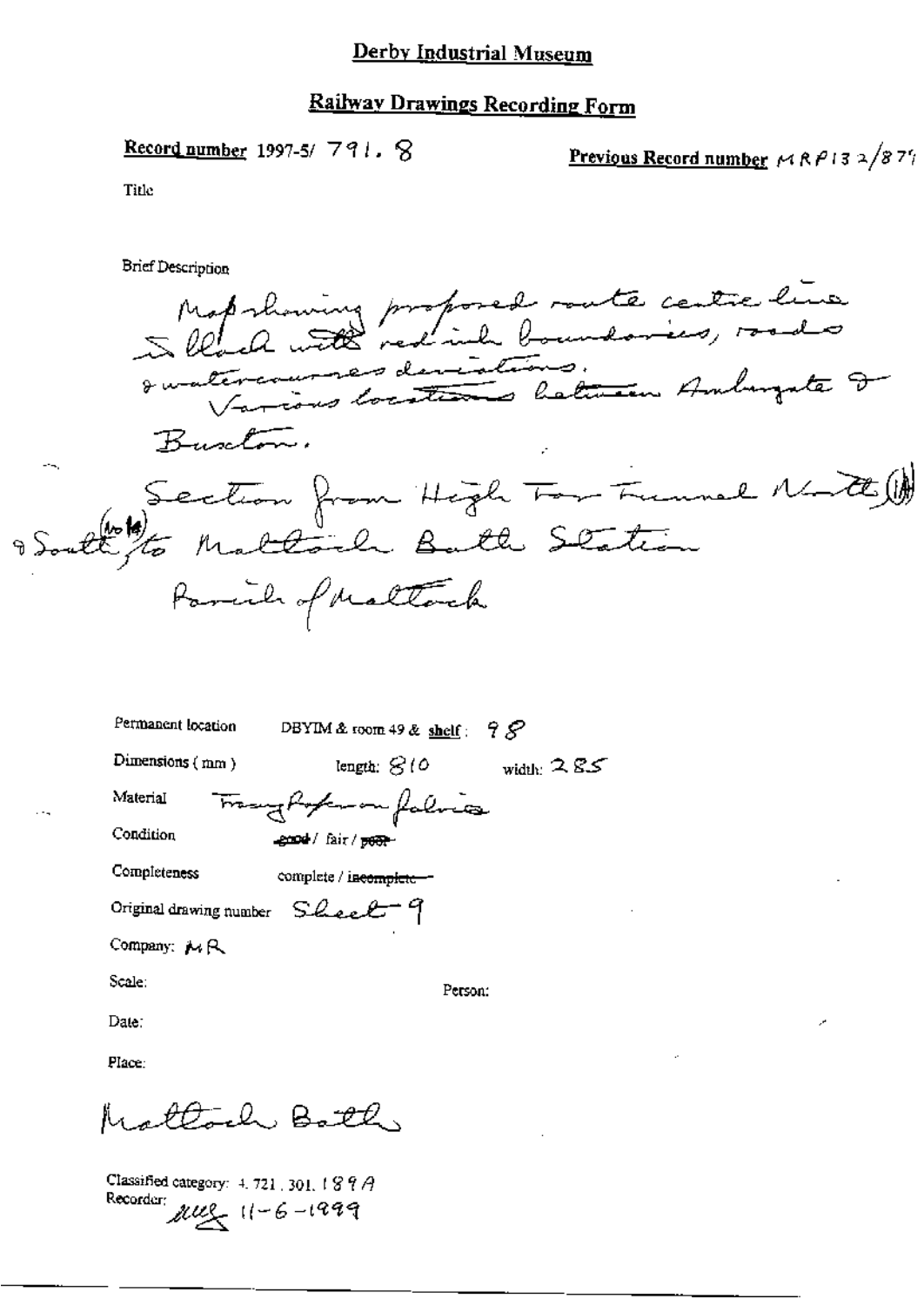# Derby Industrial Museum

## Railway Drawings Recording Form

**Record number** 1997-5/ 791. 8

**Previous Record number** MRP132/879

Title

Brief Description

Map showing proposed route centre line in black with red ink boundaries, roads & watercourses deviations.
Various locations between Ambergate & Buxton.

Section from High Tor Tunnel North (No 14) & South (No 14) to Matlock Bath Station

Parish of Matlock

Permanent location DBYIM & room 49 & shelf: 98

Dimensions (mm) length: 810 width: 285

Material Tracing paper on fabric

Condition good / fair / ~~poor~~

Completeness complete / ~~incomplete~~

Original drawing number Sheet 9

Company: MR

Scale:

Person:

Date:

Place:

Matlock Bath

Classified category: 4. 721. 301. 189A

Recorder: [initials] 11-6-1999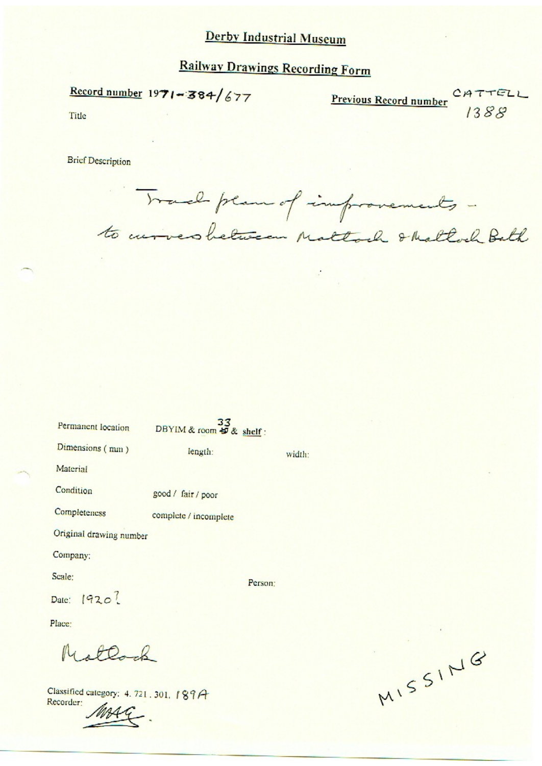# Derby Industrial Museum

## Railway Drawings Recording Form

**Record number** 1971-384/677

**Previous Record number** CATTELL 1388

Title

Brief Description

Track plan of improvements - to curves between Matlock & Matlock Bath

Permanent location DBYIM & room 33 & shelf :

Dimensions ( mm ) length: width:

Material

Condition good / fair / poor

Completeness complete / incomplete

Original drawing number

Company:

Scale: Person:

Date: 1920?

Place:

Matlock

Classified category: 4. 721. 301. 189A

Recorder: MAG

MISSING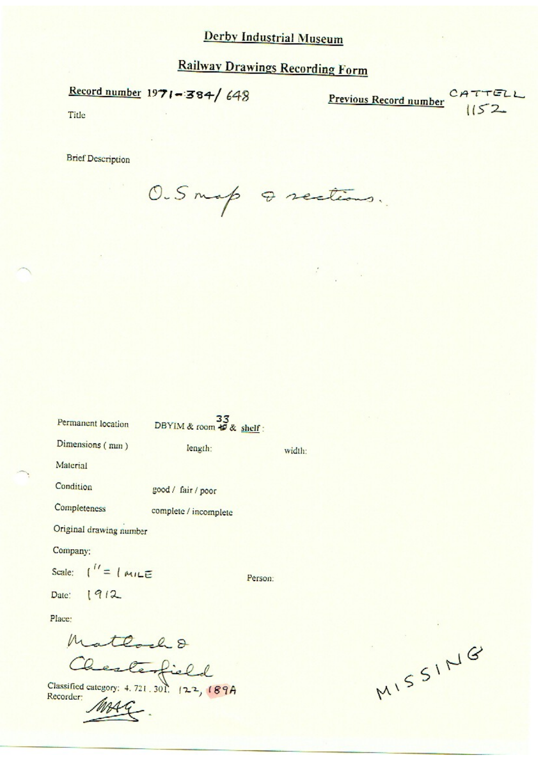# Derby Industrial Museum

## Railway Drawings Recording Form

**Record number** 1971-384/648

**Previous Record number** CATTELL 1152

Title

Brief Description

O.S map & sections.

Permanent location DBYIM & room ~~40~~ 33 & shelf:

Dimensions (mm) length: width:

Material

Condition good / fair / poor

Completeness complete / incomplete

Original drawing number

Company:

Scale: 1" = 1 MILE

Person:

Date: 1912

Place:

Matlock & Chesterfield

Classified category: 4. 721. 301. 122, 189A

Recorder: MAG

MISSING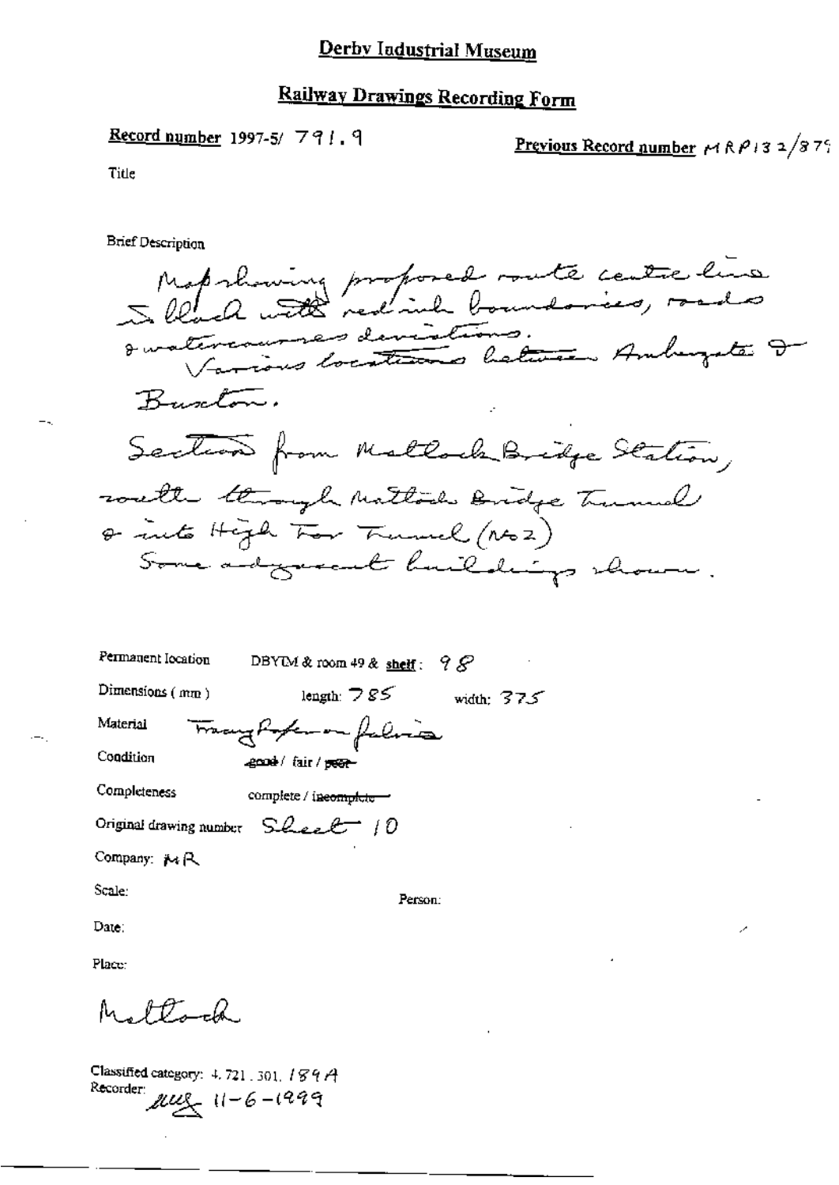# Derby Industrial Museum

## Railway Drawings Recording Form

Record number 1997-5/ 791.9

Previous Record number MRP132/879

Title

Brief Description

Map showing proposed route centre line in black with red ink boundaries, roads & watercourses deviations.
Various locations between Ambergate & Buxton.
Section from Matlock Bridge Station, south through Matlock Bridge Tunnel & into High Tor Tunnel (No 2)
Some adjacent buildings shown.

Permanent location DBYIM & room 49 & shelf: 98

Dimensions (mm) length: 785 width: 375

Material Tracing Paper on fabric

Condition ~~good~~ / fair / ~~poor~~

Completeness complete / ~~incomplete~~

Original drawing number Sheet 10

Company: MR

Scale:

Person:

Date:

Place:

Matlock

Classified category: 4.721.301.189A

Recorder: RW 11-6-1999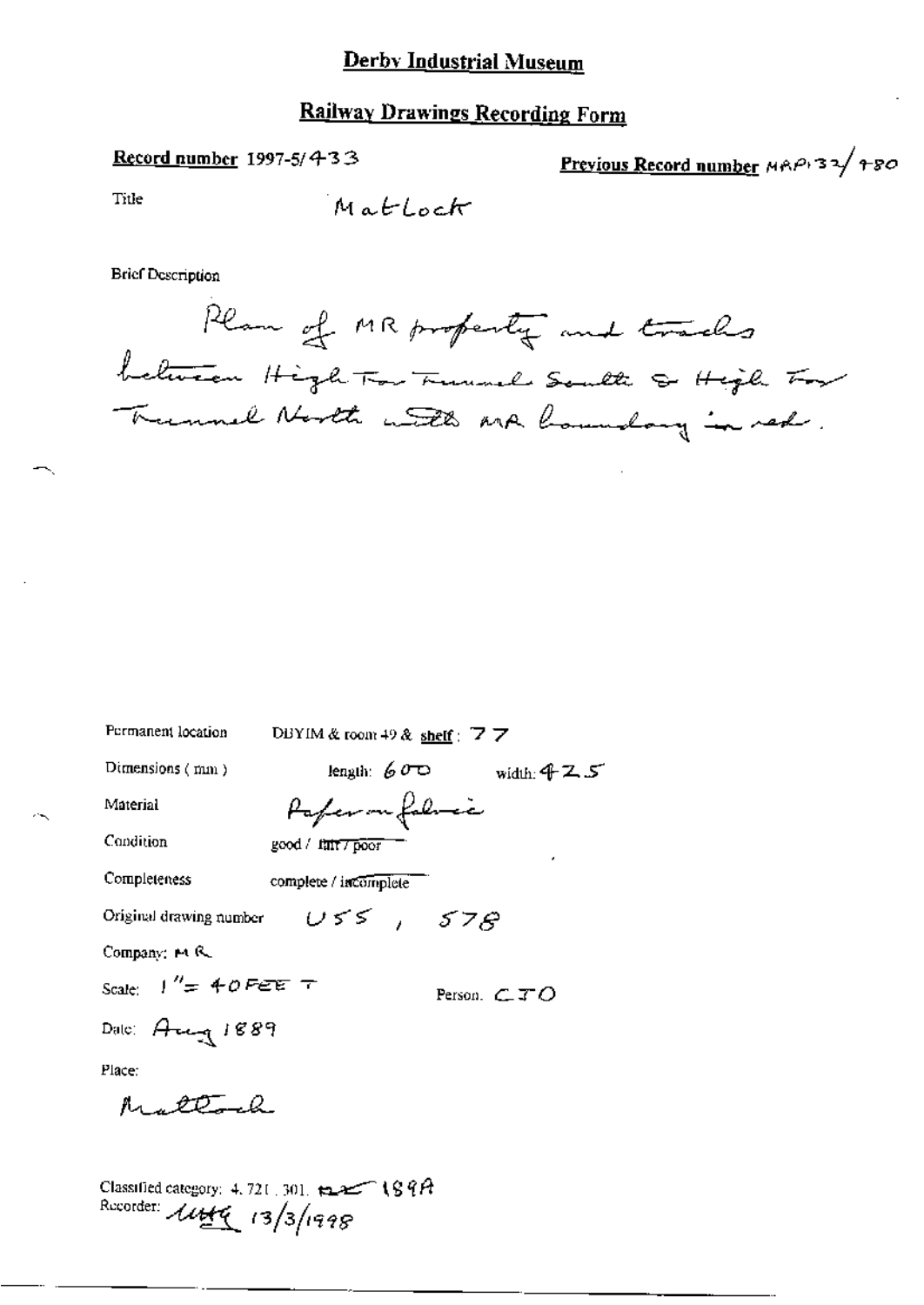# Derby Industrial Museum

## Railway Drawings Recording Form

**Record number** 1997-5/433

**Previous Record number** MRP132/480

Title Matlock

Brief Description

Plan of MR property and tracks between High Tor Tunnel South & High Tor Tunnel North with MR boundary in red.

Permanent location DBYIM & room 49 & **shelf**: 77

Dimensions (mm) length: 600 width: 425

Material Paper on fabric

Condition good / fair / poor

Completeness complete / incomplete

Original drawing number U55, 578

Company: MR

Scale: 1" = 40 FEET Person. CJO

Date: Aug 1889

Place:

Matlock

Classified category: 4.721.301. 189A

Recorder: [illegible] 13/3/1998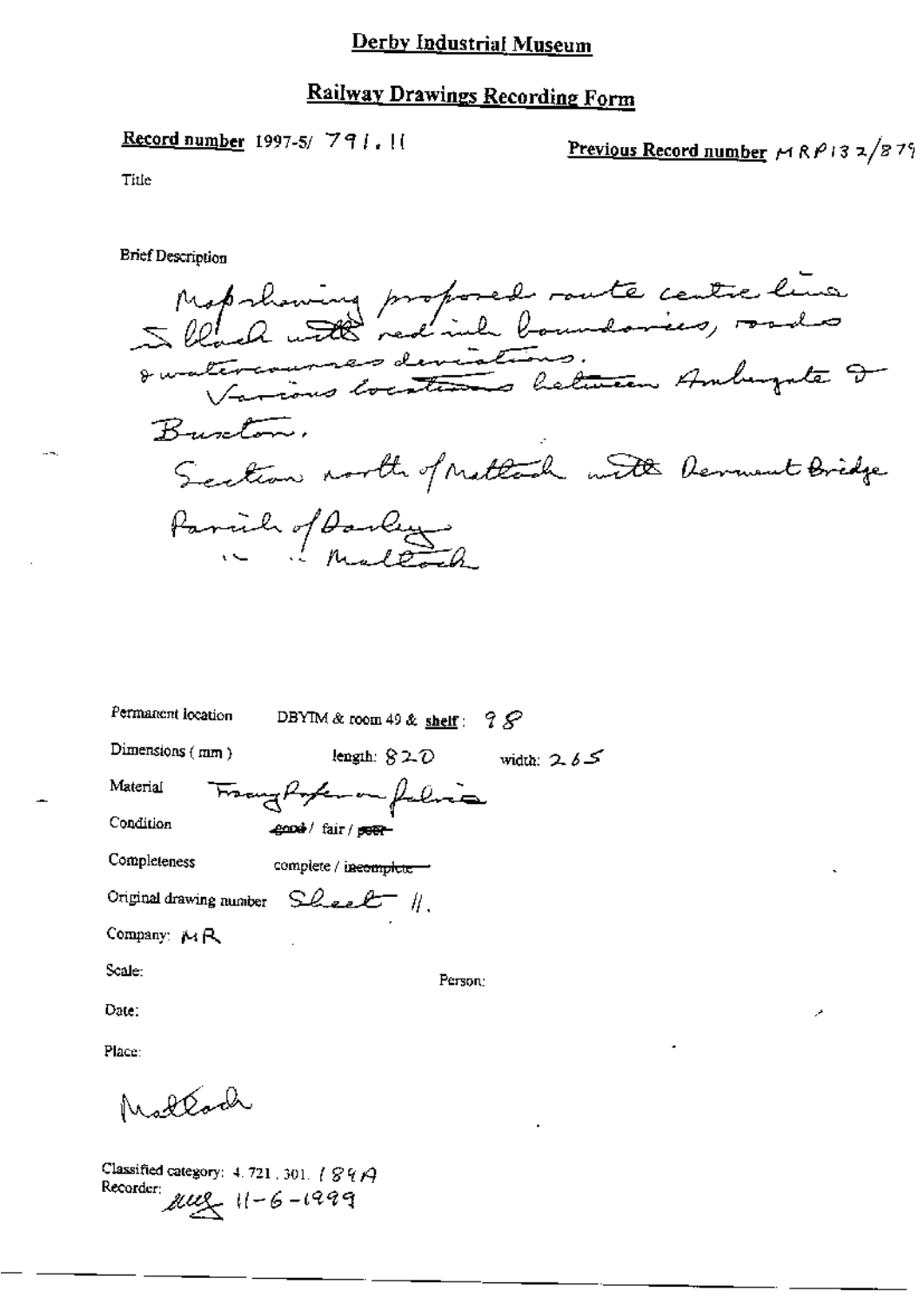## Derby Industrial Museum

## Railway Drawings Recording Form

**Record number** 1997-5/ 791.11

**Previous Record number** MRP132/879

Title

Brief Description

Map showing proposed route centre line in black with red ink boundaries, roads & watercourses deviations.
Various locations between Ambergate & Buxton.
Section north of Matlock with Derwent Bridge
Parish of Darley
" " Matlock

Permanent location DBYIM & room 49 & **shelf**: 98

Dimensions (mm) length: 820 width: 265

Material Tracing Paper on fabric

Condition ~~good~~ / fair / ~~poor~~

Completeness complete / ~~incomplete~~

Original drawing number Sheet 11.

Company: MR

Scale:

Person:

Date:

Place:

Matlock

Classified category: 4.721.301.1849

Recorder: [initials] 11-6-1999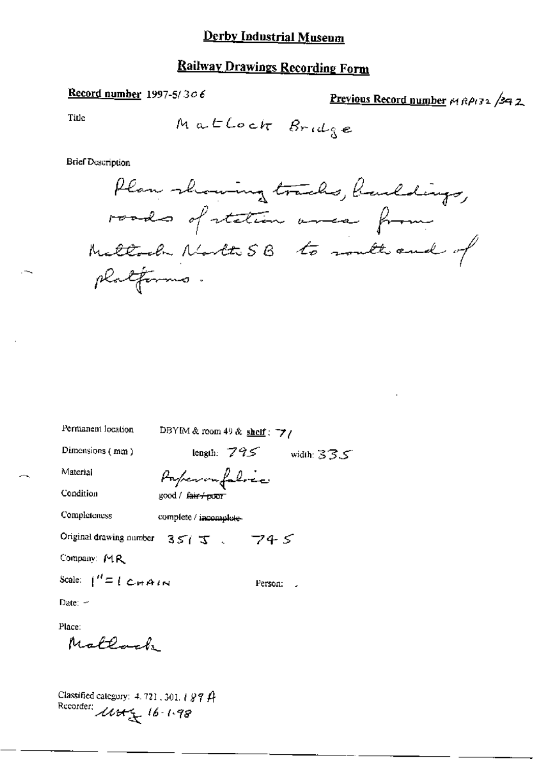## Derby Industrial Museum

## Railway Drawings Recording Form

**Record number** 1997-5/306

**Previous Record number** MRP132/342

Title

Matlock Bridge

Brief Description

Plan showing tracks, buildings, roads of station area from Matlock North SB to south end of platforms.

Permanent location DBYIM & room 49 & **shelf**: 71

Dimensions (mm) length: 795 width: 335

Material Paper on fabric

Condition good / ~~fair / poor~~

Completeness complete / ~~incomplete~~

Original drawing number 3515. 745

Company: MR

Scale: 1" = 1 CHAIN

Person: -

Date: -

Place:

Matlock

Classified category: 4.721.301.189A

Recorder: uttz 16-1-98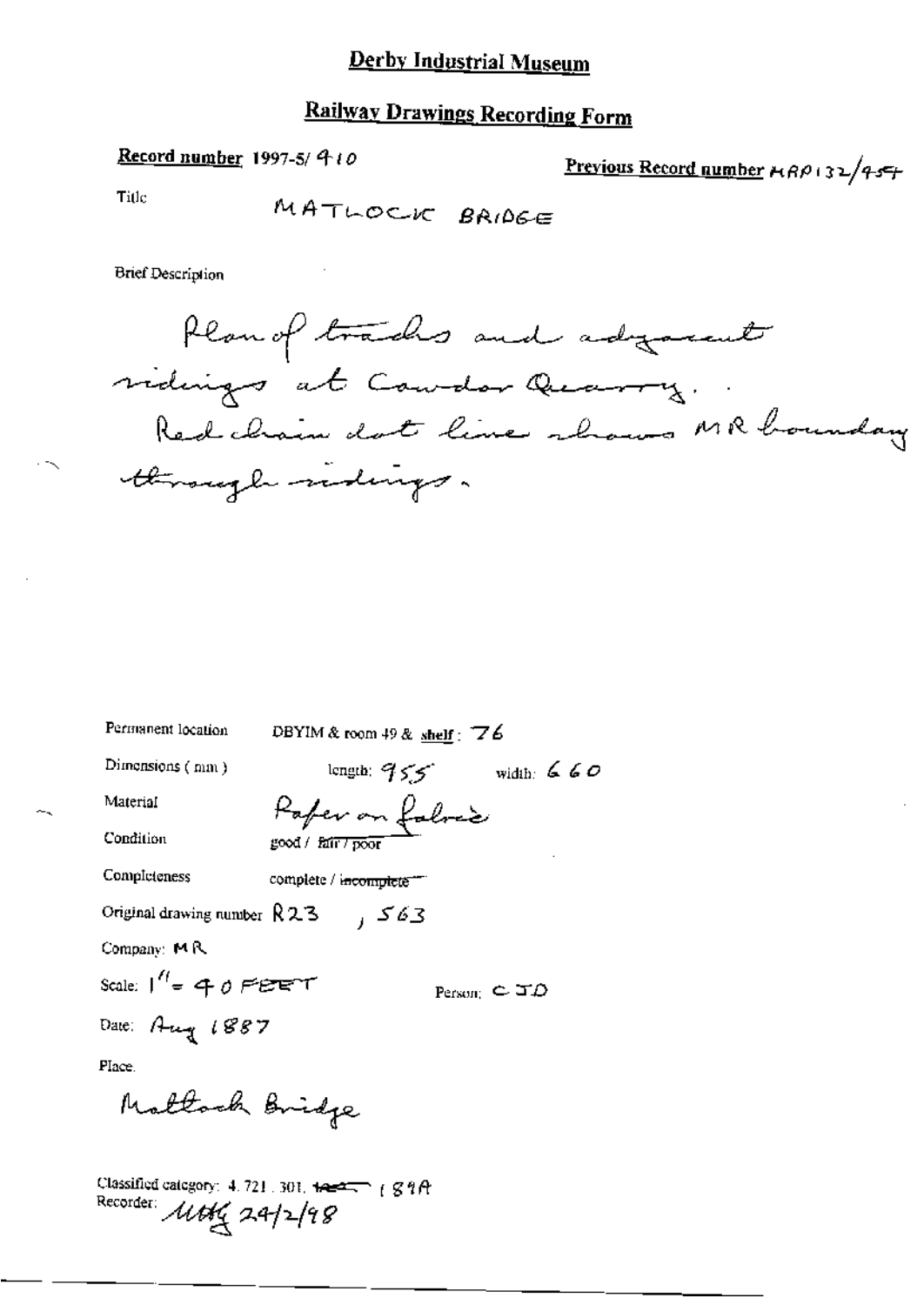# Derby Industrial Museum

## Railway Drawings Recording Form

**Record number** 1997-5/ 410

**Previous Record number** MRP132/454

Title MATLOCK BRIDGE

Brief Description

Plan of tracks and adjacent sidings at Cawdor Quarry. Red chain dot line shows MR boundary through sidings.

Permanent location DBYIM & room 49 & shelf: 76

Dimensions (mm) length: 955 width: 660

Material Paper on fabric

Condition good / ~~fair / poor~~

Completeness complete / ~~incomplete~~

Original drawing number R23 , 563

Company: MR

Scale: 1" = 40 FEET

Person: CJD

Date: Aug 1887

Place.

Matlock Bridge

Classified category: 4. 721. 301. ~~1A2~~ 189A

Recorder: MHG 24/2/98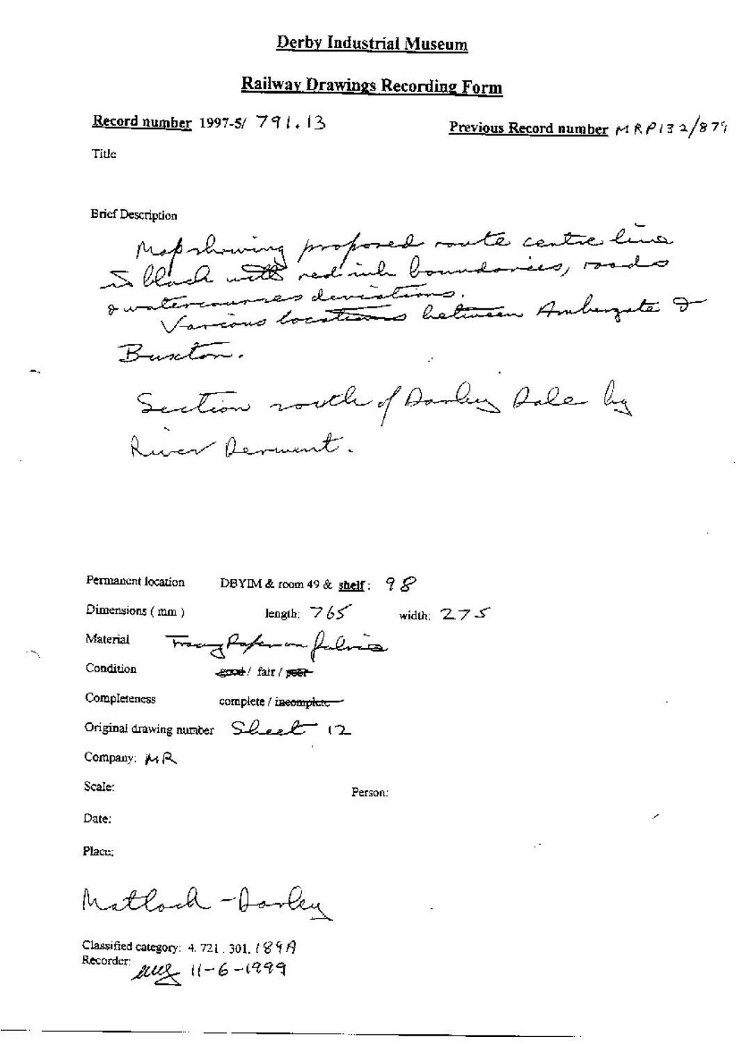# Derby Industrial Museum

## Railway Drawings Recording Form

**Record number** 1997-5/ 791.13

**Previous Record number** MRP132/879

Title

Brief Description

Map showing proposed route centre line in black with red ink boundaries, roads & watercourses deviations.
Various locations between Ambergate & Buxton.

Section south of Darley Dale by River Derwent.

Permanent location DBYIM & room 49 & **shelf**: 98

Dimensions (mm) length: 765 width: 275

Material Tracing Paper on fabric

Condition ~~good~~ / fair / ~~poor~~

Completeness complete / ~~incomplete~~

Original drawing number Sheet 12

Company: MR

Scale:

Person:

Date:

Place:

Matlock - Darley

Classified category: 4.721.301.189A

Recorder: [signature] 11-6-1999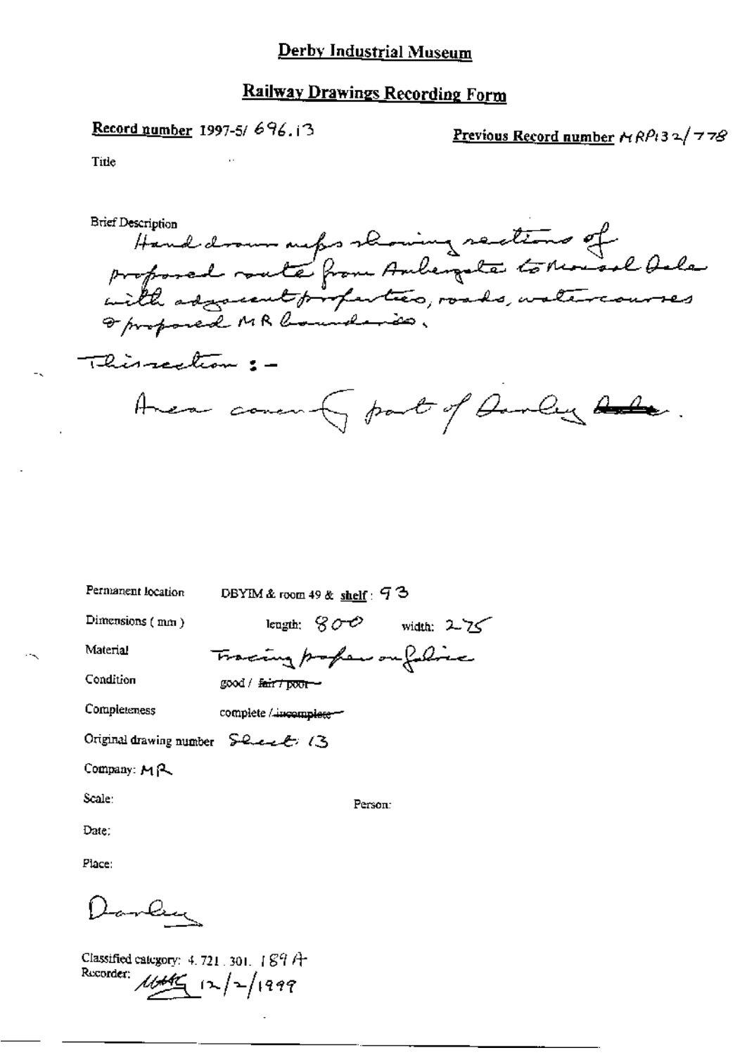# Derby Industrial Museum

## Railway Drawings Recording Form

**Record number** 1997-5/ 696.13

**Previous Record number** MRP132/778

Title

Brief Description

Hand drawn maps showing sections of proposed route from Ambergate to Rowsley Dale with adjacent properties, roads, watercourses & proposed MR boundaries.

This section :-

Area covering part of Darley Dale.

Permanent location DBYIM & room 49 & shelf : 93

Dimensions ( mm ) length: 800 width: 275

Material Tracing paper on fabric

Condition good / ~~fair / poor~~

Completeness complete / ~~incomplete~~

Original drawing number Sheet 13

Company: MR

Scale:

Person:

Date:

Place:

Darley

Classified category: 4. 721. 301. 189 A

Recorder: MHG 12/2/1999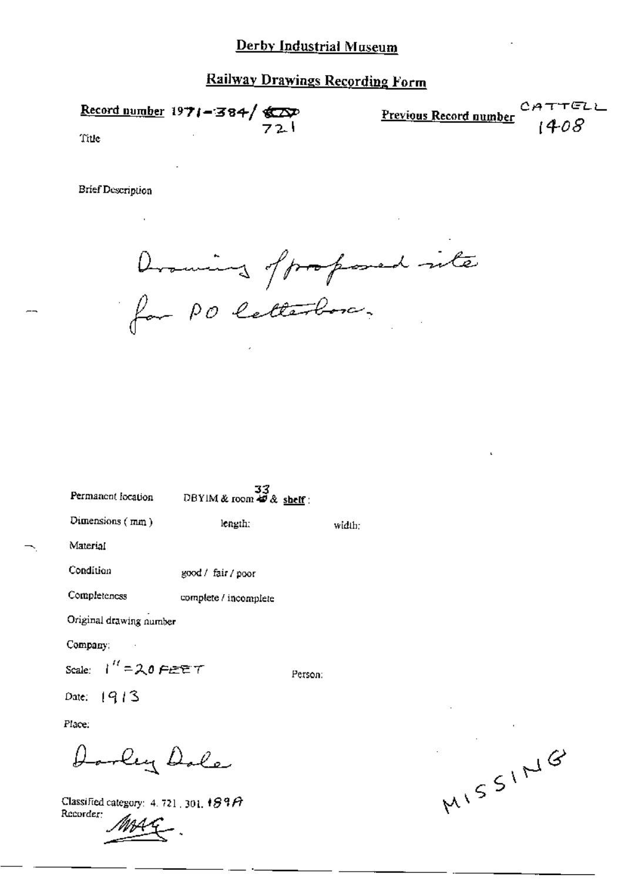# Derby Industrial Museum

## Railway Drawings Recording Form

**Record number** 1971-384/ 721

**Previous Record number** CATTELL 1408

Title

Brief Description

Drawing of proposed site for PO letterbox.

Permanent location DBYIM & room 33 & **shelf**:

Dimensions (mm) length: width:

Material

Condition good / fair / poor

Completeness complete / incomplete

Original drawing number

Company:

Scale: 1" = 20 FEET

Person:

Date: 1913

Place:

Darley Dale

Classified category: 4. 721. 301. 189A

Recorder: MAG.

MISSING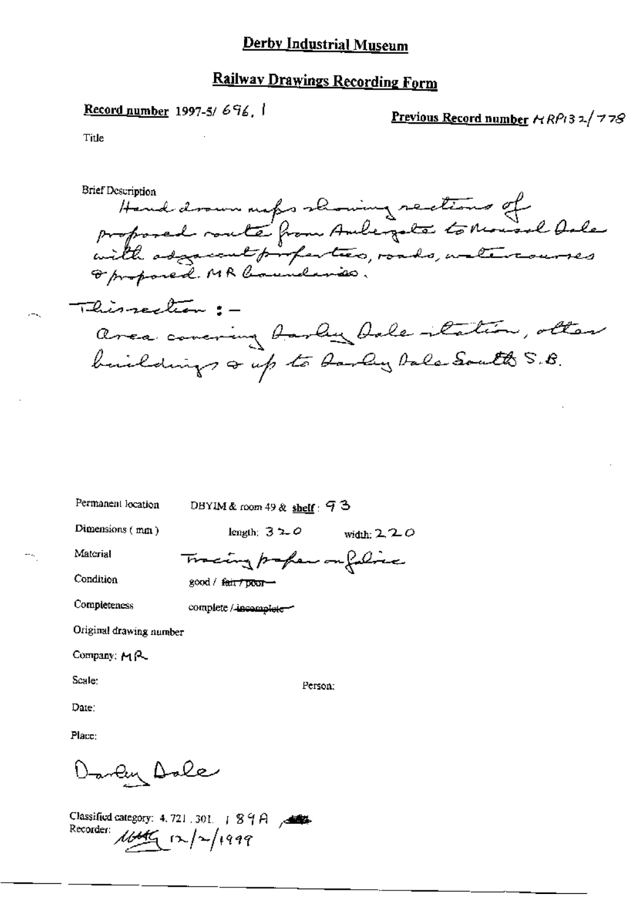# Derby Industrial Museum

## Railway Drawings Recording Form

**Record number** 1997-5/ 696. 1

**Previous Record number** MRP132/778

Title

Brief Description

Hand drawn maps showing sections of proposed route from Ambergate to Rowsley Dale with adjacent properties, roads, watercourses & proposed MR boundaries.

This section :-

area covering Darley Dale station, other buildings & up to Darley Dale South S.B.

Permanent location DBYIM & room 49 & shelf : 93

Dimensions (mm) length: 320 width: 220

Material Tracing paper on fabric

Condition good / ~~fair / poor~~

Completeness complete / ~~incomplete~~

Original drawing number

Company: MR

Scale: Person:

Date:

Place:

Darley Dale

Classified category: 4. 721. 301. 189A

Recorder: MMG 12/2/1999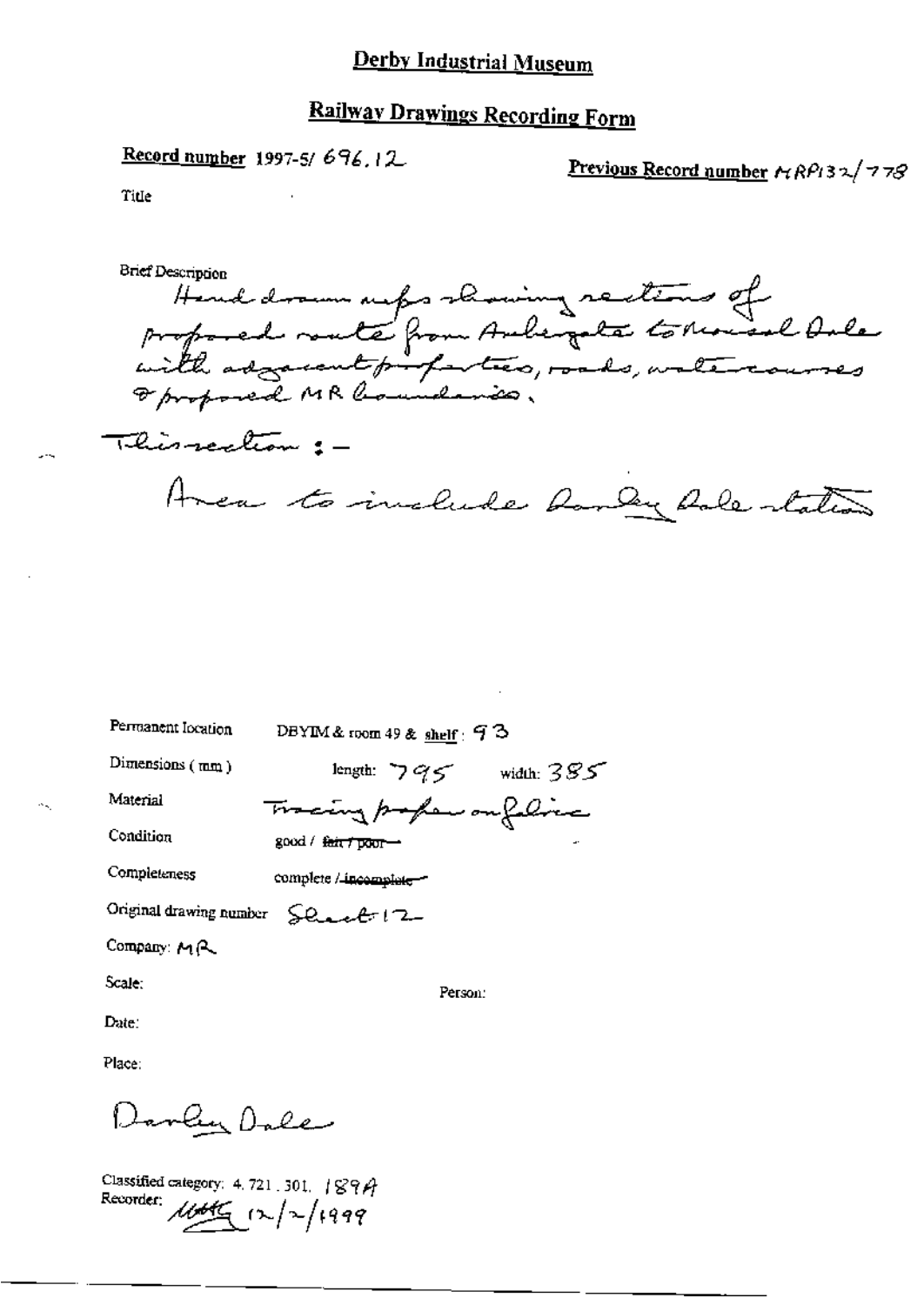# Derby Industrial Museum

## Railway Drawings Recording Form

**Record number** 1997-5/ 696.12

**Previous Record number** MRP132/778

Title

Brief Description

Hand drawn maps showing sections of proposed route from Ambergate to Rowsley Dale with adjacent properties, roads, watercourses & proposed MR boundaries.

This section :-

Area to include Darley Dale station

Permanent location DBYIM & room 49 & shelf : 93

Dimensions ( mm ) length: 795 width: 385

Material Tracing paper on fabric

Condition good / ~~fair / poor~~

Completeness complete / ~~incomplete~~

Original drawing number Sheet 12

Company: MR

Scale: Person:

Date:

Place:

Darley Dale

Classified category: 4. 721. 301. 189A

Recorder: [signature] 12/2/1999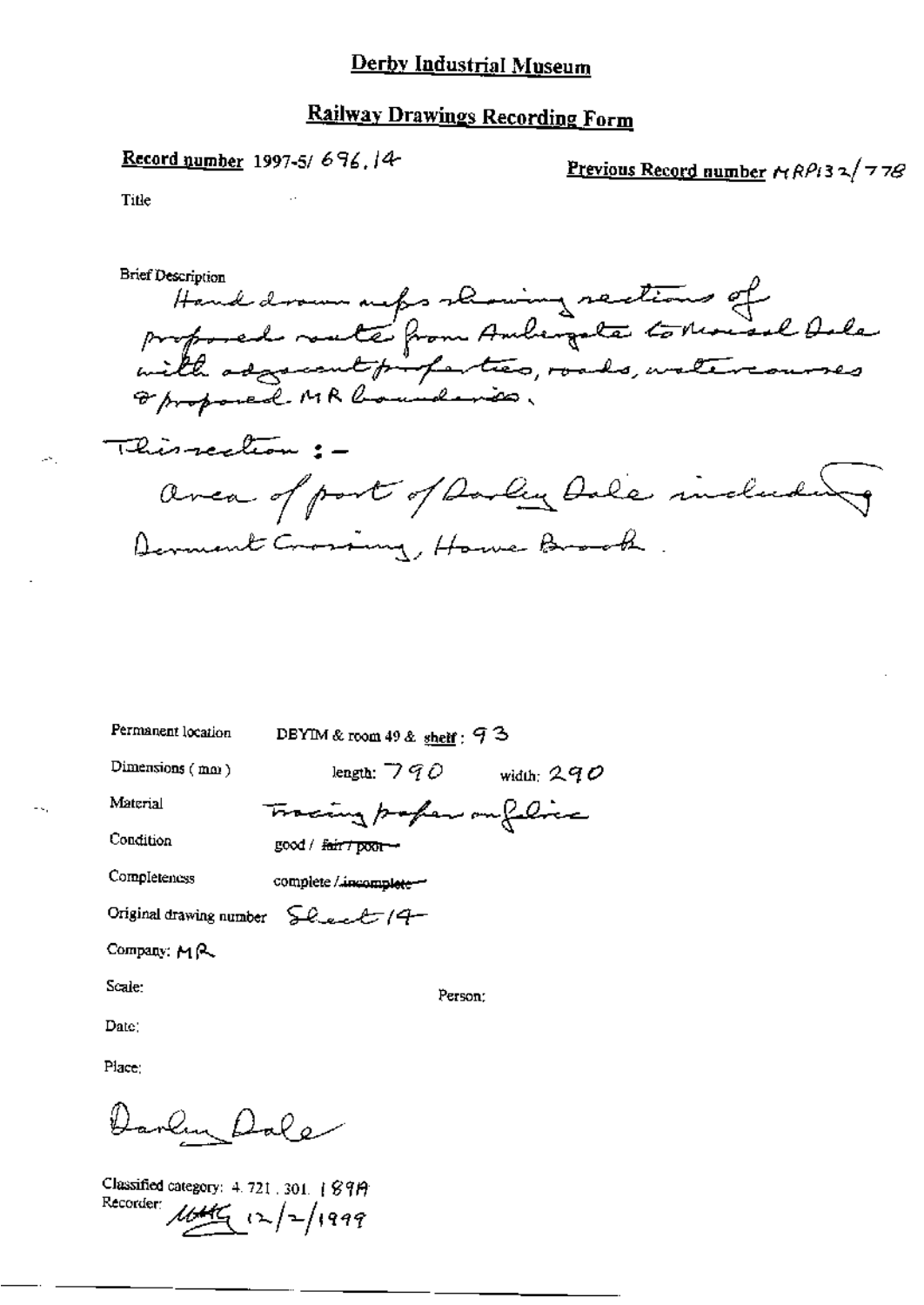# Derby Industrial Museum

## Railway Drawings Recording Form

**Record number** 1997-5/ 696.14

**Previous Record number** MRP132/778

Title

Brief Description

Hand drawn maps showing sections of proposed route from Ambergate to Rowsley Dale with adjacent properties, roads, watercourses & proposed MR boundaries.

This section :-

area of part of Darley Dale including Derwent Crossing, Howe Brook.

Permanent location DBYIM & room 49 & shelf : 93

Dimensions (mm) length: 790 width: 290

Material Tracing paper on fabric

Condition good / ~~fair / poor~~

Completeness complete / ~~incomplete~~

Original drawing number Sheet 14

Company: MR

Scale:

Person:

Date:

Place:

Darley Dale

Classified category: 4. 721. 301. 189A

Recorder: MHG 12/2/1999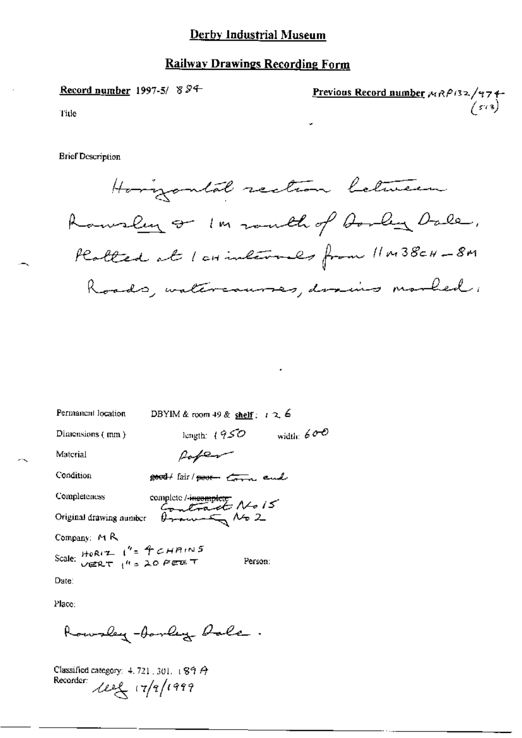# Derby Industrial Museum

## Railway Drawings Recording Form

**Record number** 1997-5/ 894

**Previous Record number** MRP132/474 (513)

Title

Brief Description

Horizontal section between Rowsley & 1m south of Darley Dale, plotted at 1 ch intervals from 11m 38ch – 8m. Roads, watercourses, drains marked.

Permanent location: DBYIM & room 49 & shelf: 126

Dimensions (mm): length: 1950 width: 600

Material: Paper

Condition: ~~good~~ / fair / ~~poor~~ Torn end

Completeness: complete / ~~incomplete~~

Original drawing number: Contract No 15 Drawing No 2

Company: MR

Scale: HORIZ 1" = 4 CHAINS VERT 1" = 20 FEET

Person:

Date:

Place:

Rowsley - Darley Dale.

Classified category: 4.721.301.189A

Recorder: LLG 17/9/1999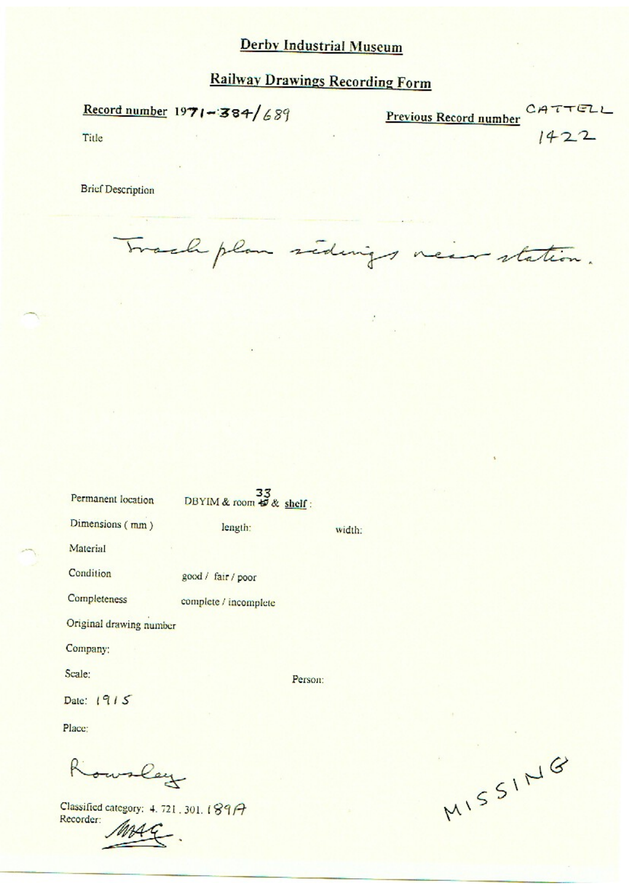# Derby Industrial Museum

## Railway Drawings Recording Form

**Record number** 1971-384/689

**Previous Record number** CATTELL 1422

Title

Brief Description

Track plan sidings near station.

Permanent location DBYIM & room 33 & **shelf**:

Dimensions (mm) length: width:

Material

Condition good / fair / poor

Completeness complete / incomplete

Original drawing number

Company:

Scale: Person:

Date: 1915

Place:

Rowsley

Classified category: 4. 721. 301. 189A

Recorder: MAG.

MISSING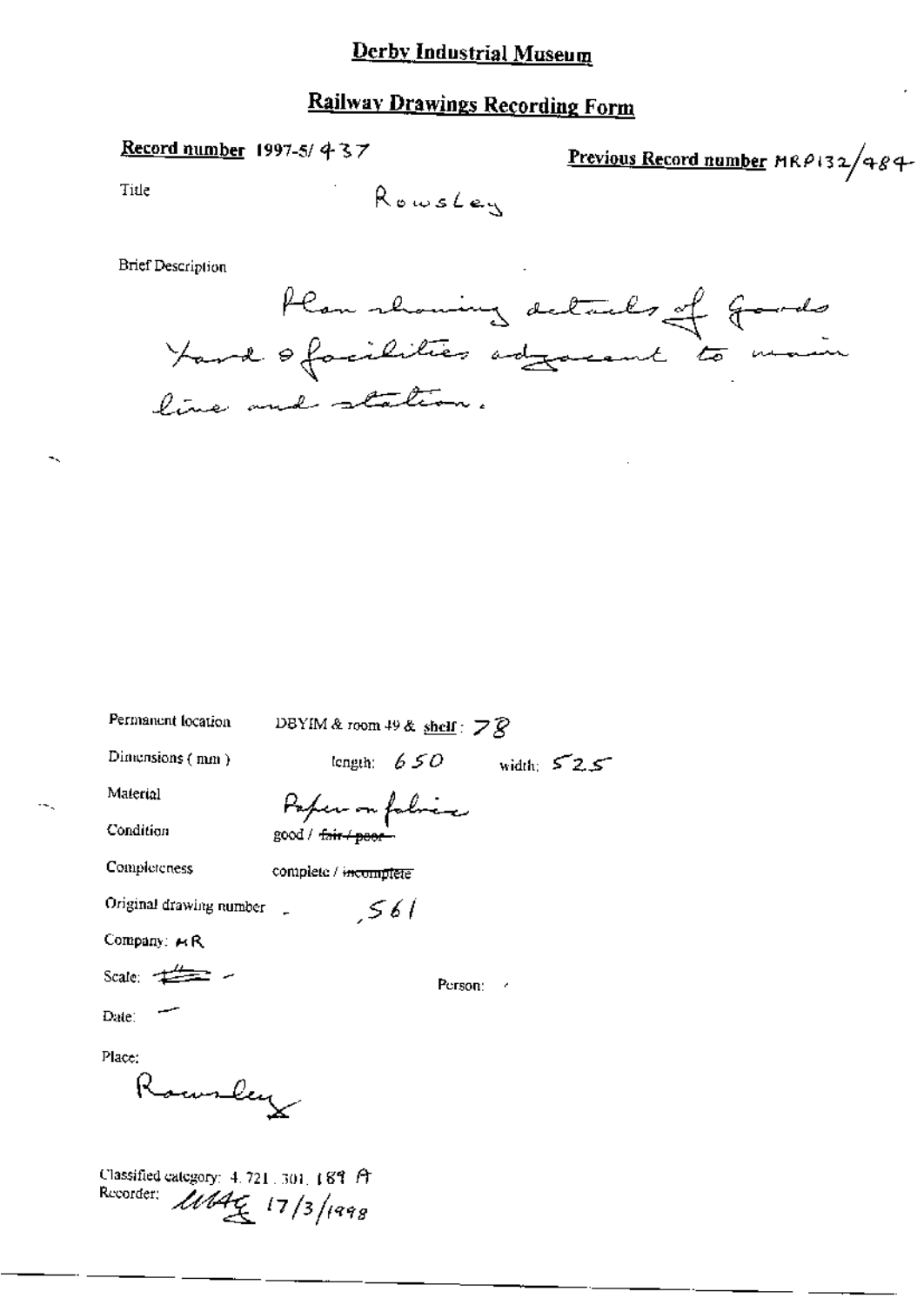# Derby Industrial Museum

## Railway Drawings Recording Form

**Record number** 1997-5/437

**Previous Record number** MRP132/484

Title: Rowsley

Brief Description

Plan showing details of Goods Yard & facilities adjacent to main line and station.

Permanent location: DBYIM & room 49 & shelf: 78

Dimensions (mm): length: 650 width: 525

Material: Paper on fabric

Condition: good / ~~fair / poor~~

Completeness: complete / ~~incomplete~~

Original drawing number: 561

Company: MR

Scale: ~~1"=~~ -

Person: -

Date: —

Place:

Rowsley

Classified category: 4.721.301.189 A

Recorder: MAG 17/3/1998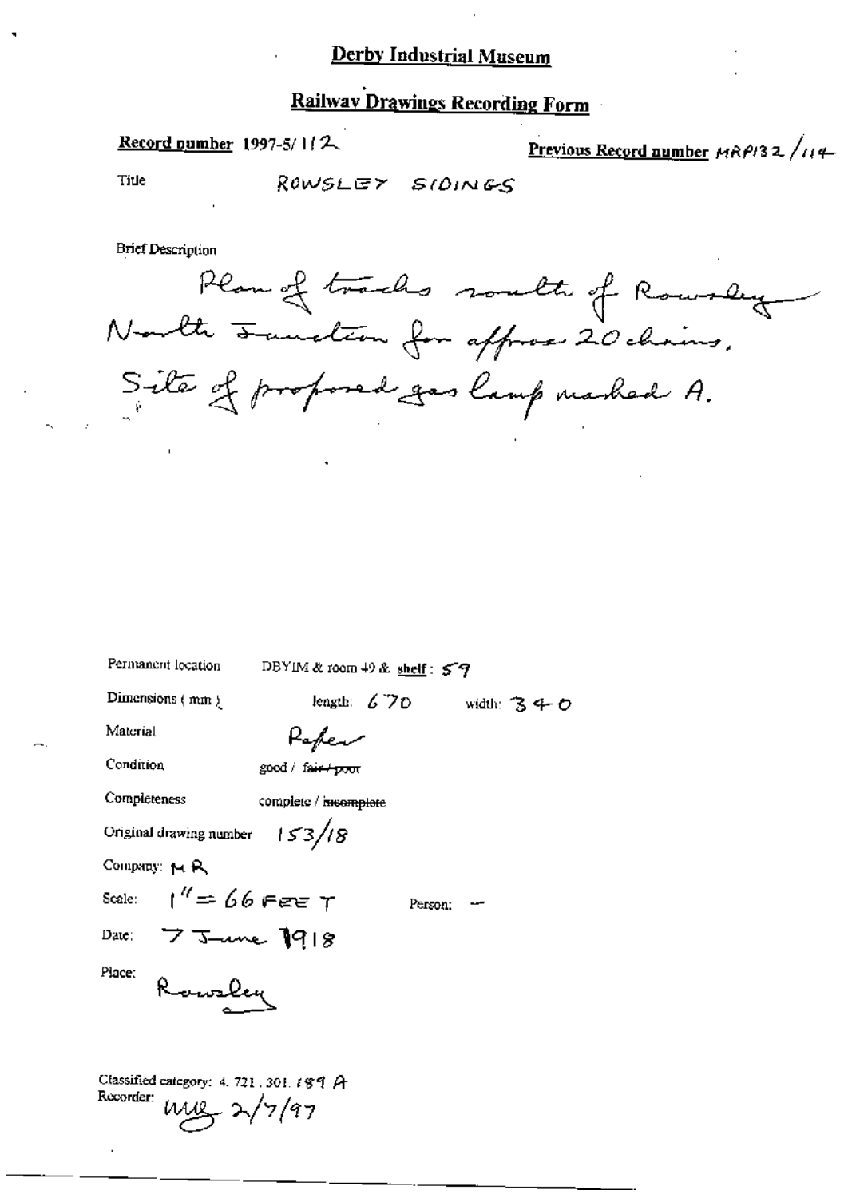# Derby Industrial Museum

## Railway Drawings Recording Form

**Record number** 1997-5/112

**Previous Record number** MRP132/114

Title ROWSLEY SIDINGS

Brief Description

Plan of tracks south of Rowsley North Junction for approx 20 chains. Site of proposed gas lamp marked A.

Permanent location DBYIM & room 49 & **shelf**: 59

Dimensions (mm) length: 670 width: 340

Material Paper

Condition good / ~~fair / poor~~

Completeness complete / ~~incomplete~~

Original drawing number 153/18

Company: MR

Scale: 1" = 66 FEET Person: —

Date: 7 June 1918

Place: Rowsley

Classified category: 4. 721. 301. 189 A

Recorder: MLG 2/7/97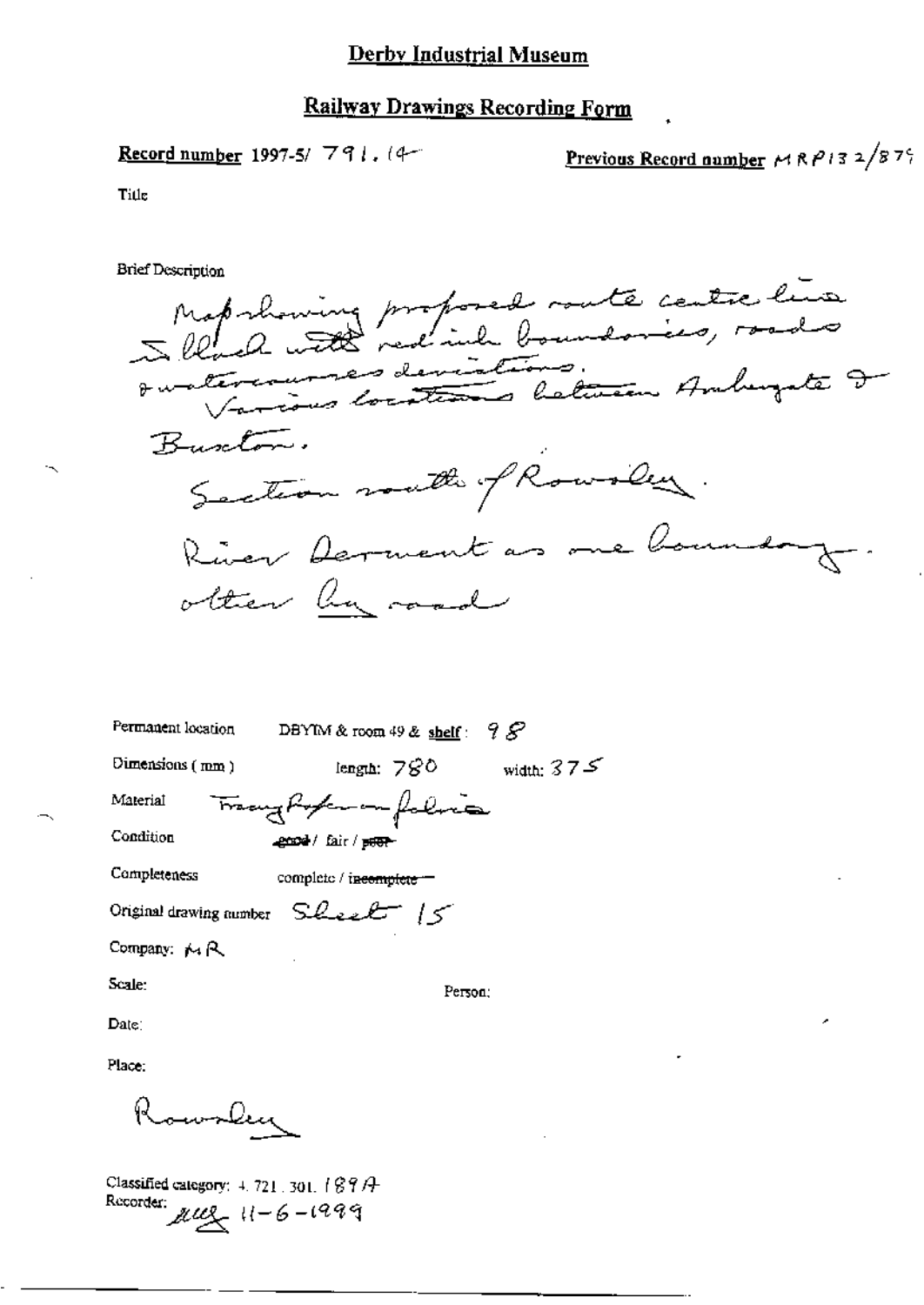# Derby Industrial Museum

## Railway Drawings Recording Form

**Record number** 1997-5/ 791.14

**Previous Record number** MRP132/879

Title

Brief Description

Map showing proposed route centre line in black with red ink boundaries, roads & watercourses deviations.
Various locations between Ambergate & Buxton.
Section south of Rowsley.
River Derwent as one boundary.
other by road

Permanent location DBYIM & room 49 & shelf: 98

Dimensions (mm) length: 780 width: 375

Material Tracing Paper on fabric

Condition ~~good~~ / fair / ~~poor~~

Completeness complete / ~~incomplete~~

Original drawing number Sheet 15

Company: MR

Scale:

Person:

Date:

Place:

Rowsley

Classified category: 4.721.301.189A

Recorder: [initials] 11-6-1999